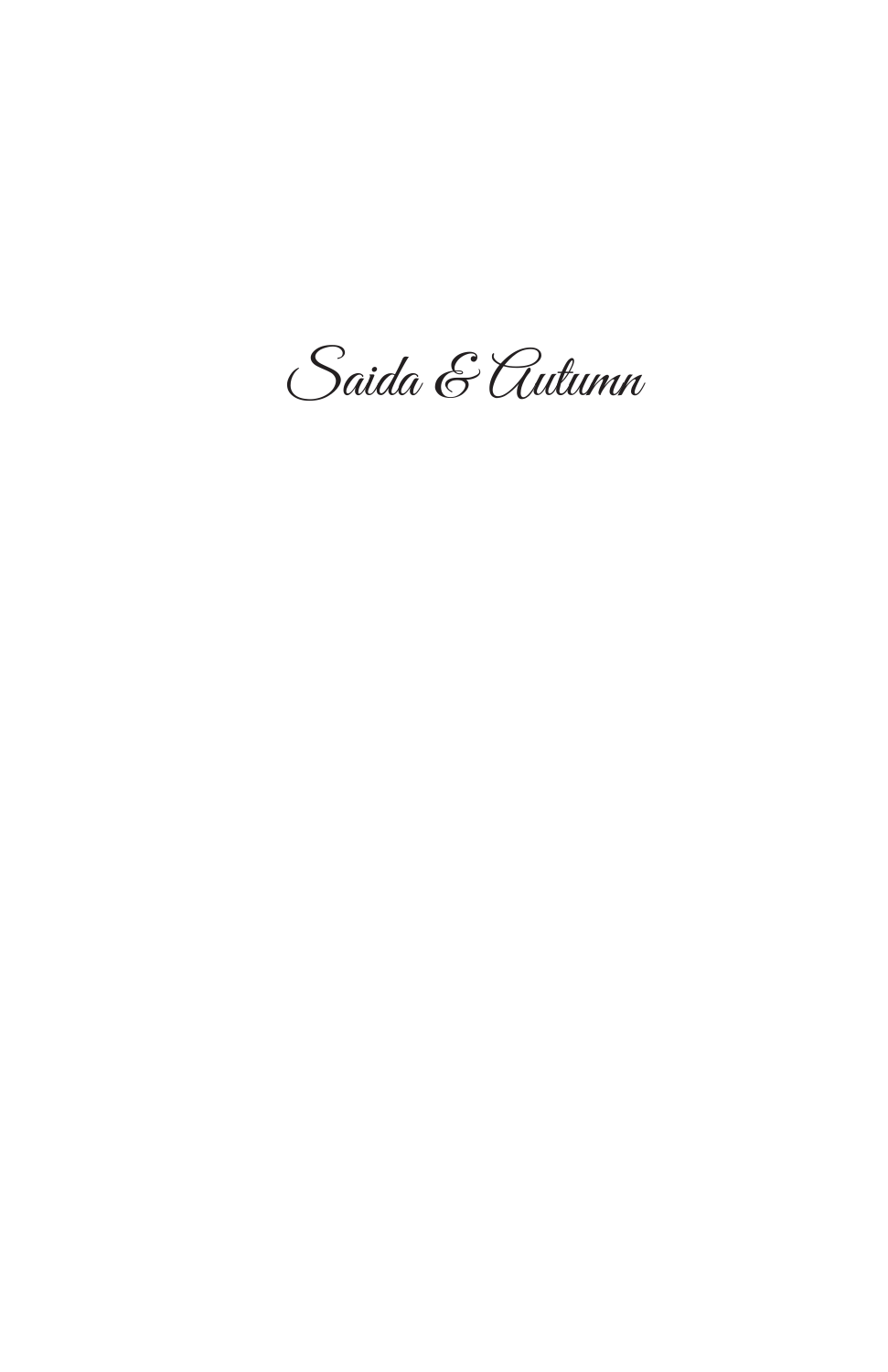# Saida & Autumn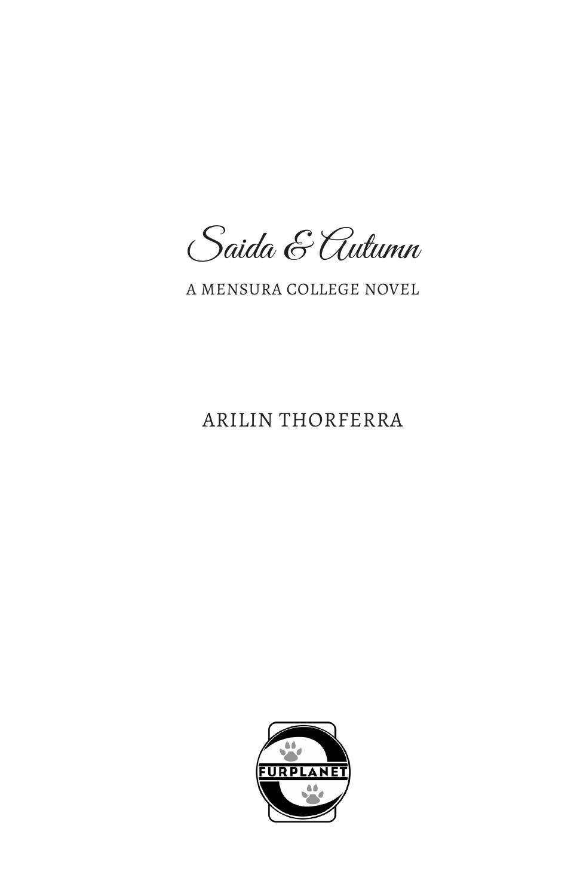# Saida & Autumn

A MENSURA COLLEGE NOVEL

ARILIN THORFERRA

FURPLANET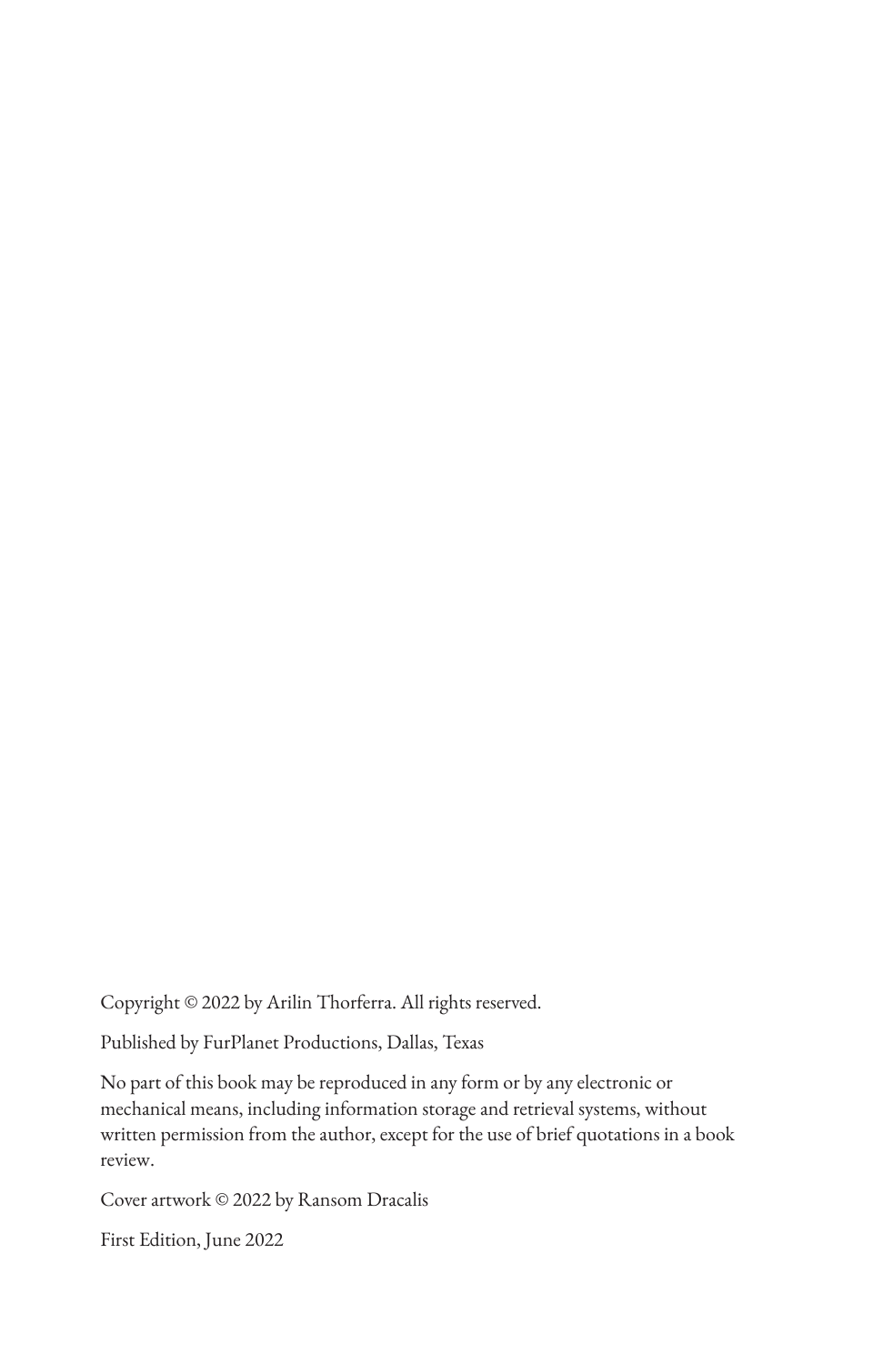Copyright © 2022 by Arilin Thorferra. All rights reserved.

Published by FurPlanet Productions, Dallas, Texas

No part of this book may be reproduced in any form or by any electronic or mechanical means, including information storage and retrieval systems, without written permission from the author, except for the use of brief quotations in a book review.

Cover artwork © 2022 by Ransom Dracalis

First Edition, June 2022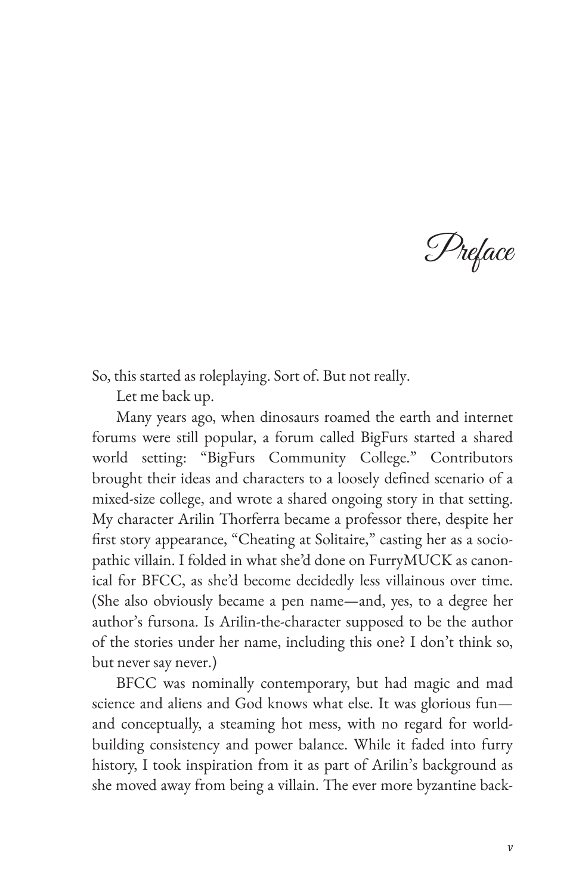# Preface

So, this started as roleplaying. Sort of. But not really.

Let me back up.

Many years ago, when dinosaurs roamed the earth and internet forums were still popular, a forum called BigFurs started a shared world setting: "BigFurs Community College." Contributors brought their ideas and characters to a loosely defined scenario of a mixed-size college, and wrote a shared ongoing story in that setting. My character Arilin Thorferra became a professor there, despite her first story appearance, "Cheating at Solitaire," casting her as a sociopathic villain. I folded in what she'd done on FurryMUCK as canonical for BFCC, as she'd become decidedly less villainous over time. (She also obviously became a pen name—and, yes, to a degree her author's fursona. Is Arilin-the-character supposed to be the author of the stories under her name, including this one? I don't think so, but never say never.)

BFCC was nominally contemporary, but had magic and mad science and aliens and God knows what else. It was glorious fun—and conceptually, a steaming hot mess, with no regard for worldbuilding consistency and power balance. While it faded into furry history, I took inspiration from it as part of Arilin's background as she moved away from being a villain. The ever more byzantine back-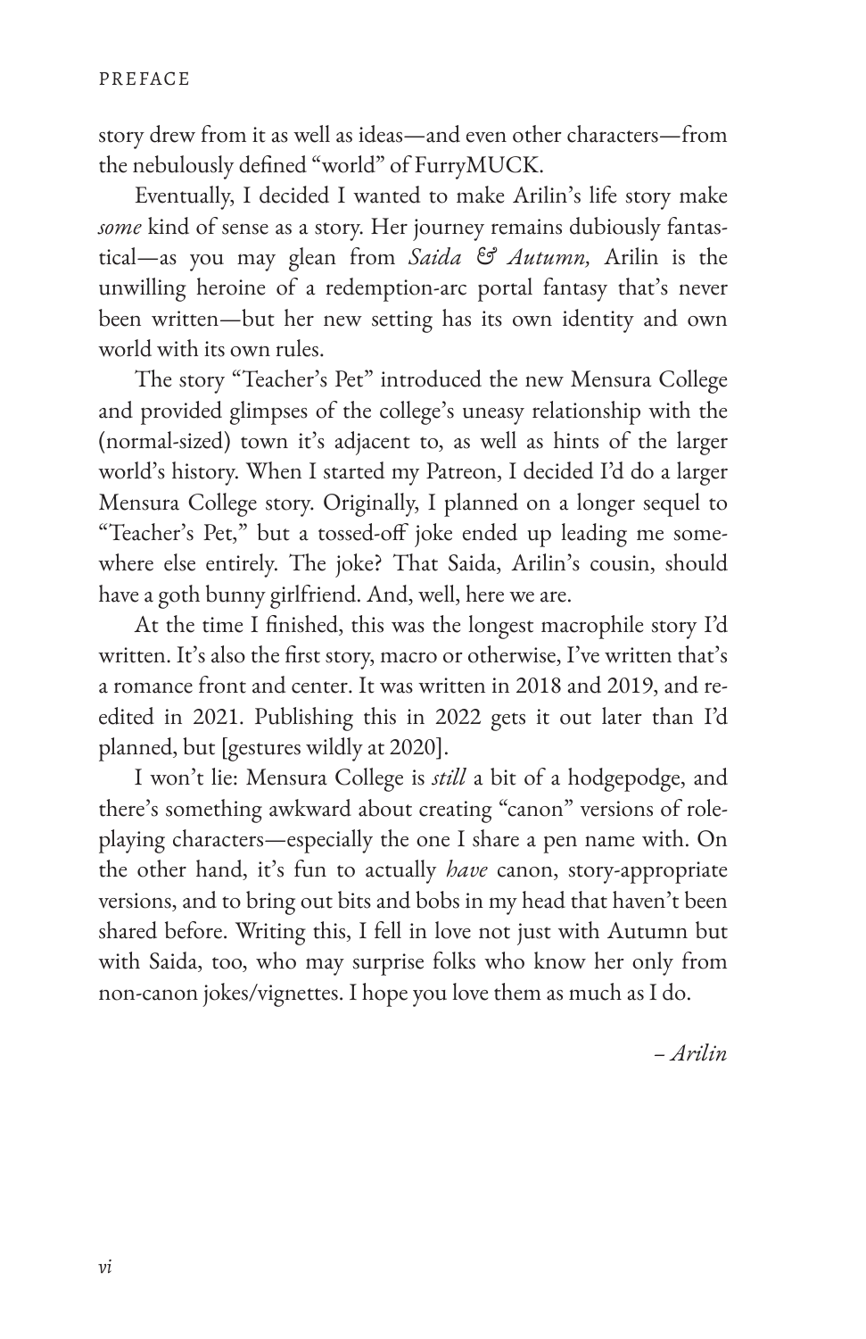story drew from it as well as ideas—and even other characters—from the nebulously defined "world" of FurryMUCK.

Eventually, I decided I wanted to make Arilin's life story make *some* kind of sense as a story. Her journey remains dubiously fantastical—as you may glean from *Saida & Autumn,* Arilin is the unwilling heroine of a redemption-arc portal fantasy that's never been written—but her new setting has its own identity and own world with its own rules.

The story "Teacher's Pet" introduced the new Mensura College and provided glimpses of the college's uneasy relationship with the (normal-sized) town it's adjacent to, as well as hints of the larger world's history. When I started my Patreon, I decided I'd do a larger Mensura College story. Originally, I planned on a longer sequel to "Teacher's Pet," but a tossed-off joke ended up leading me somewhere else entirely. The joke? That Saida, Arilin's cousin, should have a goth bunny girlfriend. And, well, here we are.

At the time I finished, this was the longest macrophile story I'd written. It's also the first story, macro or otherwise, I've written that's a romance front and center. It was written in 2018 and 2019, and re-edited in 2021. Publishing this in 2022 gets it out later than I'd planned, but [gestures wildly at 2020].

I won't lie: Mensura College is *still* a bit of a hodgepodge, and there's something awkward about creating "canon" versions of role-playing characters—especially the one I share a pen name with. On the other hand, it's fun to actually *have* canon, story-appropriate versions, and to bring out bits and bobs in my head that haven't been shared before. Writing this, I fell in love not just with Autumn but with Saida, too, who may surprise folks who know her only from non-canon jokes/vignettes. I hope you love them as much as I do.

*– Arilin*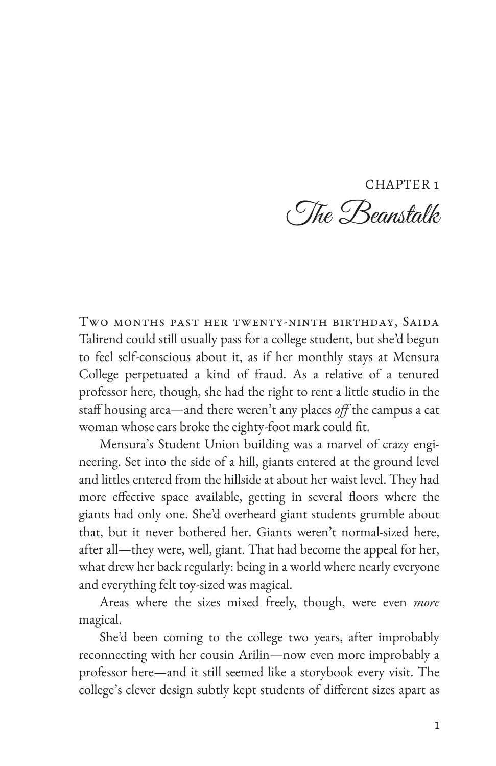# CHAPTER 1
## The Beanstalk

Two months past her twenty-ninth birthday, Saida Talirend could still usually pass for a college student, but she'd begun to feel self-conscious about it, as if her monthly stays at Mensura College perpetuated a kind of fraud. As a relative of a tenured professor here, though, she had the right to rent a little studio in the staff housing area—and there weren't any places *off* the campus a cat woman whose ears broke the eighty-foot mark could fit.

Mensura's Student Union building was a marvel of crazy engineering. Set into the side of a hill, giants entered at the ground level and littles entered from the hillside at about her waist level. They had more effective space available, getting in several floors where the giants had only one. She'd overheard giant students grumble about that, but it never bothered her. Giants weren't normal-sized here, after all—they were, well, giant. That had become the appeal for her, what drew her back regularly: being in a world where nearly everyone and everything felt toy-sized was magical.

Areas where the sizes mixed freely, though, were even *more* magical.

She'd been coming to the college two years, after improbably reconnecting with her cousin Arilin—now even more improbably a professor here—and it still seemed like a storybook every visit. The college's clever design subtly kept students of different sizes apart as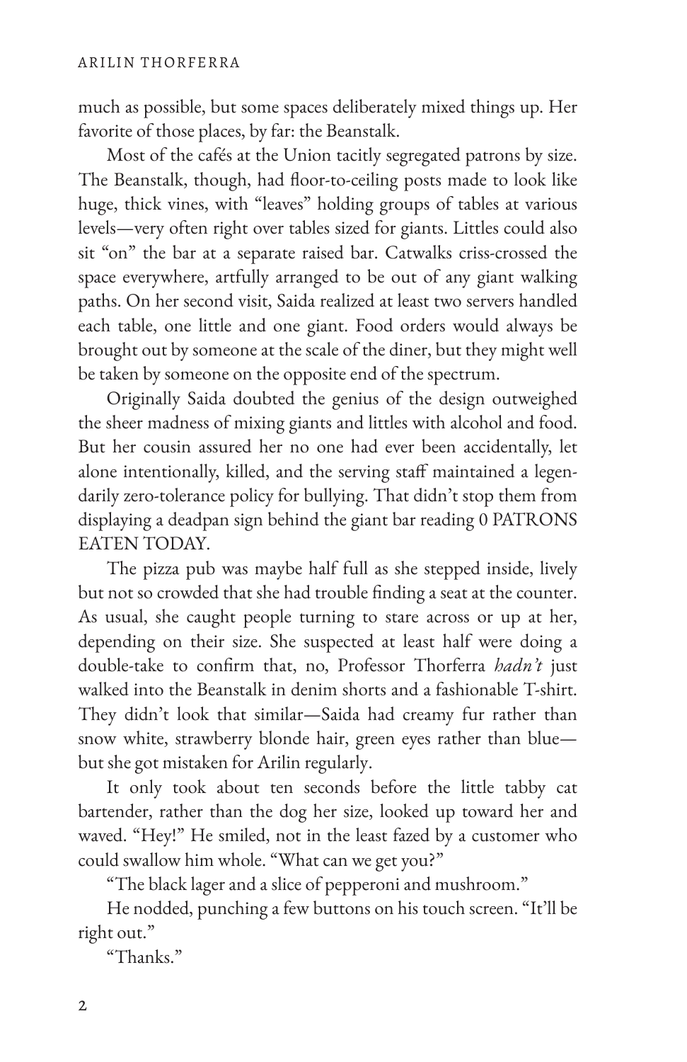much as possible, but some spaces deliberately mixed things up. Her favorite of those places, by far: the Beanstalk.

Most of the cafés at the Union tacitly segregated patrons by size. The Beanstalk, though, had floor-to-ceiling posts made to look like huge, thick vines, with "leaves" holding groups of tables at various levels—very often right over tables sized for giants. Littles could also sit "on" the bar at a separate raised bar. Catwalks criss-crossed the space everywhere, artfully arranged to be out of any giant walking paths. On her second visit, Saida realized at least two servers handled each table, one little and one giant. Food orders would always be brought out by someone at the scale of the diner, but they might well be taken by someone on the opposite end of the spectrum.

Originally Saida doubted the genius of the design outweighed the sheer madness of mixing giants and littles with alcohol and food. But her cousin assured her no one had ever been accidentally, let alone intentionally, killed, and the serving staff maintained a legendarily zero-tolerance policy for bullying. That didn't stop them from displaying a deadpan sign behind the giant bar reading 0 PATRONS EATEN TODAY.

The pizza pub was maybe half full as she stepped inside, lively but not so crowded that she had trouble finding a seat at the counter. As usual, she caught people turning to stare across or up at her, depending on their size. She suspected at least half were doing a double-take to confirm that, no, Professor Thorferra *hadn't* just walked into the Beanstalk in denim shorts and a fashionable T-shirt. They didn't look that similar—Saida had creamy fur rather than snow white, strawberry blonde hair, green eyes rather than blue—but she got mistaken for Arilin regularly.

It only took about ten seconds before the little tabby cat bartender, rather than the dog her size, looked up toward her and waved. "Hey!" He smiled, not in the least fazed by a customer who could swallow him whole. "What can we get you?"

"The black lager and a slice of pepperoni and mushroom."

He nodded, punching a few buttons on his touch screen. "It'll be right out."

"Thanks."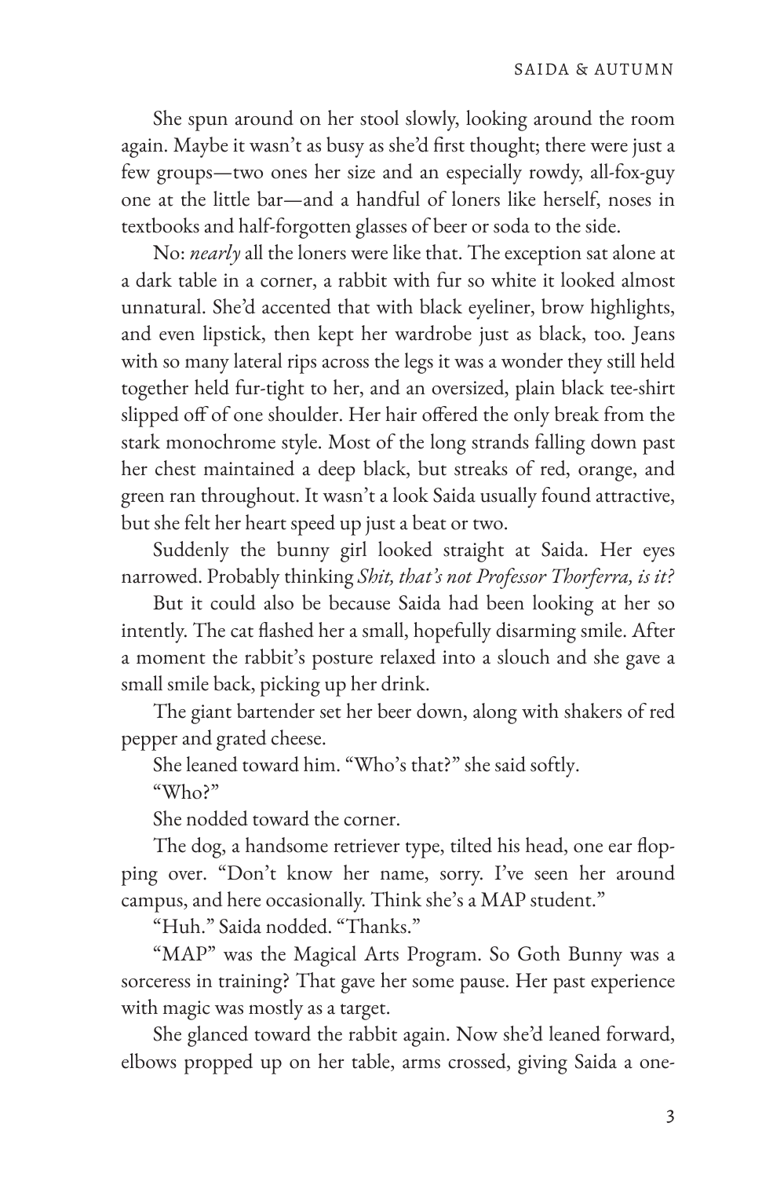She spun around on her stool slowly, looking around the room again. Maybe it wasn't as busy as she'd first thought; there were just a few groups—two ones her size and an especially rowdy, all-fox-guy one at the little bar—and a handful of loners like herself, noses in textbooks and half-forgotten glasses of beer or soda to the side.

No: *nearly* all the loners were like that. The exception sat alone at a dark table in a corner, a rabbit with fur so white it looked almost unnatural. She'd accented that with black eyeliner, brow highlights, and even lipstick, then kept her wardrobe just as black, too. Jeans with so many lateral rips across the legs it was a wonder they still held together held fur-tight to her, and an oversized, plain black tee-shirt slipped off of one shoulder. Her hair offered the only break from the stark monochrome style. Most of the long strands falling down past her chest maintained a deep black, but streaks of red, orange, and green ran throughout. It wasn't a look Saida usually found attractive, but she felt her heart speed up just a beat or two.

Suddenly the bunny girl looked straight at Saida. Her eyes narrowed. Probably thinking *Shit, that's not Professor Thorferra, is it?*

But it could also be because Saida had been looking at her so intently. The cat flashed her a small, hopefully disarming smile. After a moment the rabbit's posture relaxed into a slouch and she gave a small smile back, picking up her drink.

The giant bartender set her beer down, along with shakers of red pepper and grated cheese.

She leaned toward him. "Who's that?" she said softly.

"Who?"

She nodded toward the corner.

The dog, a handsome retriever type, tilted his head, one ear flopping over. "Don't know her name, sorry. I've seen her around campus, and here occasionally. Think she's a MAP student."

"Huh." Saida nodded. "Thanks."

"MAP" was the Magical Arts Program. So Goth Bunny was a sorceress in training? That gave her some pause. Her past experience with magic was mostly as a target.

She glanced toward the rabbit again. Now she'd leaned forward, elbows propped up on her table, arms crossed, giving Saida a one-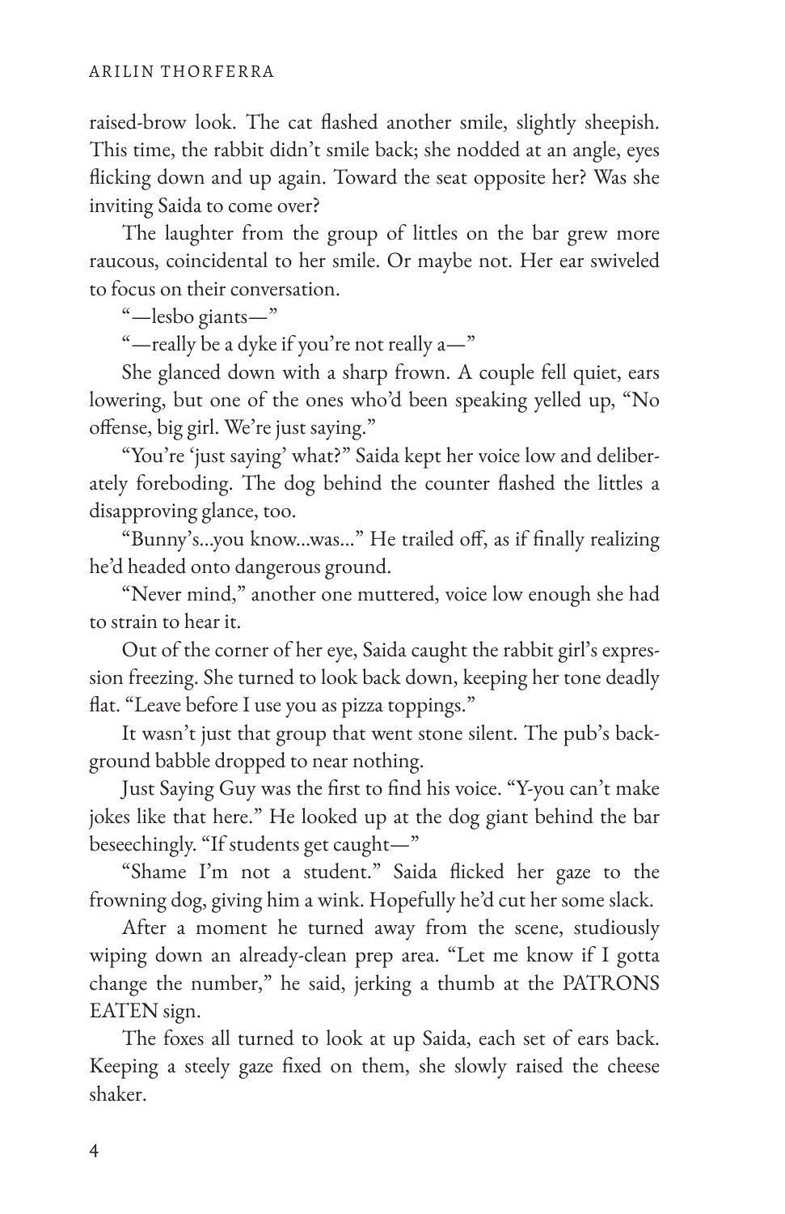raised-brow look. The cat flashed another smile, slightly sheepish. This time, the rabbit didn't smile back; she nodded at an angle, eyes flicking down and up again. Toward the seat opposite her? Was she inviting Saida to come over?

The laughter from the group of littles on the bar grew more raucous, coincidental to her smile. Or maybe not. Her ear swiveled to focus on their conversation.

"—lesbo giants—"

"—really be a dyke if you're not really a—"

She glanced down with a sharp frown. A couple fell quiet, ears lowering, but one of the ones who'd been speaking yelled up, "No offense, big girl. We're just saying."

"You're 'just saying' what?" Saida kept her voice low and deliberately foreboding. The dog behind the counter flashed the littles a disapproving glance, too.

"Bunny's...you know...was..." He trailed off, as if finally realizing he'd headed onto dangerous ground.

"Never mind," another one muttered, voice low enough she had to strain to hear it.

Out of the corner of her eye, Saida caught the rabbit girl's expression freezing. She turned to look back down, keeping her tone deadly flat. "Leave before I use you as pizza toppings."

It wasn't just that group that went stone silent. The pub's background babble dropped to near nothing.

Just Saying Guy was the first to find his voice. "Y-you can't make jokes like that here." He looked up at the dog giant behind the bar beseechingly. "If students get caught—"

"Shame I'm not a student." Saida flicked her gaze to the frowning dog, giving him a wink. Hopefully he'd cut her some slack.

After a moment he turned away from the scene, studiously wiping down an already-clean prep area. "Let me know if I gotta change the number," he said, jerking a thumb at the PATRONS EATEN sign.

The foxes all turned to look at up Saida, each set of ears back. Keeping a steely gaze fixed on them, she slowly raised the cheese shaker.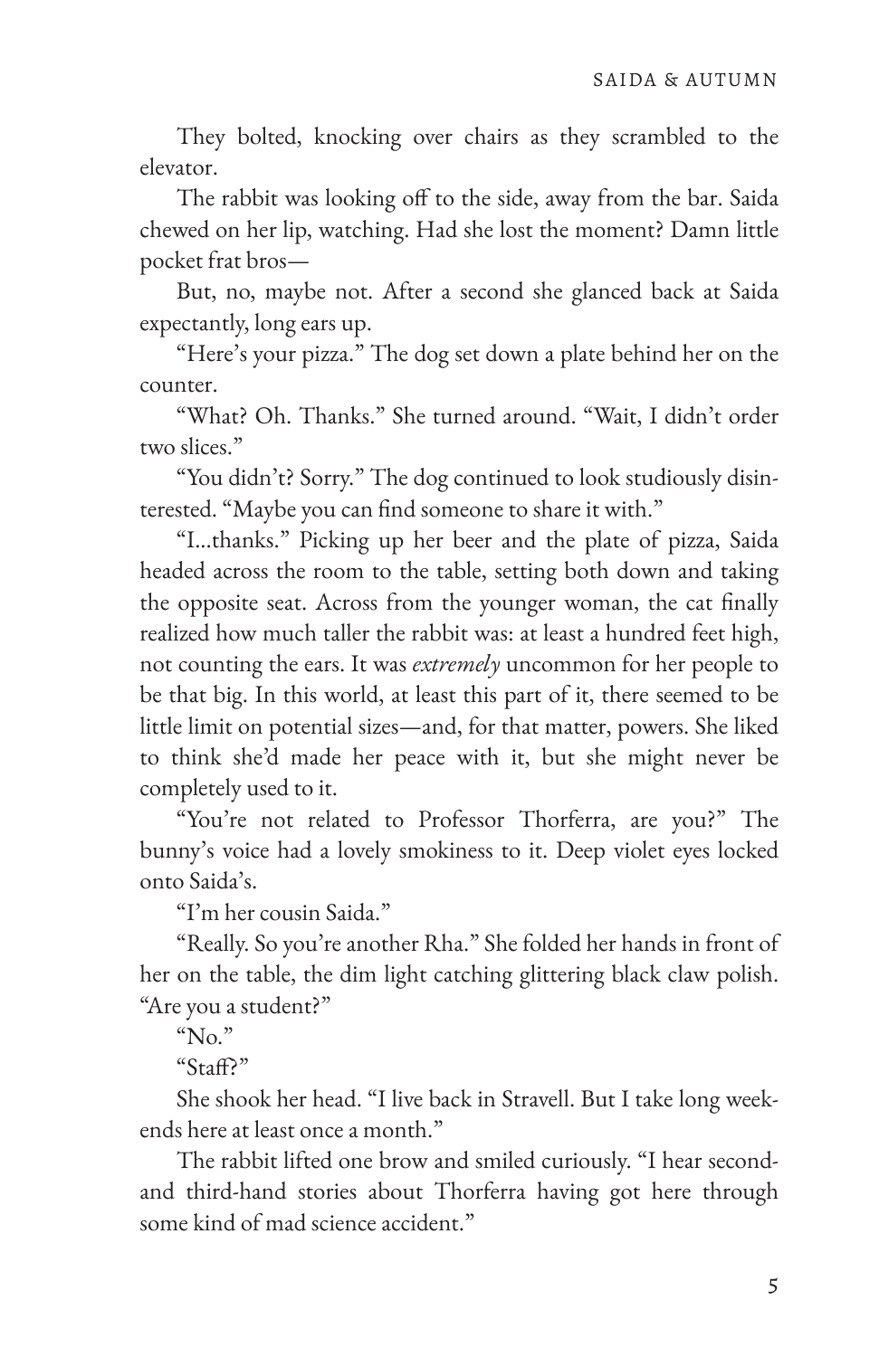They bolted, knocking over chairs as they scrambled to the elevator.

The rabbit was looking off to the side, away from the bar. Saida chewed on her lip, watching. Had she lost the moment? Damn little pocket frat bros—

But, no, maybe not. After a second she glanced back at Saida expectantly, long ears up.

"Here's your pizza." The dog set down a plate behind her on the counter.

"What? Oh. Thanks." She turned around. "Wait, I didn't order two slices."

"You didn't? Sorry." The dog continued to look studiously disinterested. "Maybe you can find someone to share it with."

"I...thanks." Picking up her beer and the plate of pizza, Saida headed across the room to the table, setting both down and taking the opposite seat. Across from the younger woman, the cat finally realized how much taller the rabbit was: at least a hundred feet high, not counting the ears. It was *extremely* uncommon for her people to be that big. In this world, at least this part of it, there seemed to be little limit on potential sizes—and, for that matter, powers. She liked to think she'd made her peace with it, but she might never be completely used to it.

"You're not related to Professor Thorferra, are you?" The bunny's voice had a lovely smokiness to it. Deep violet eyes locked onto Saida's.

"I'm her cousin Saida."

"Really. So you're another Rha." She folded her hands in front of her on the table, the dim light catching glittering black claw polish. "Are you a student?"

"No."

"Staff?"

She shook her head. "I live back in Stravell. But I take long weekends here at least once a month."

The rabbit lifted one brow and smiled curiously. "I hear second- and third-hand stories about Thorferra having got here through some kind of mad science accident."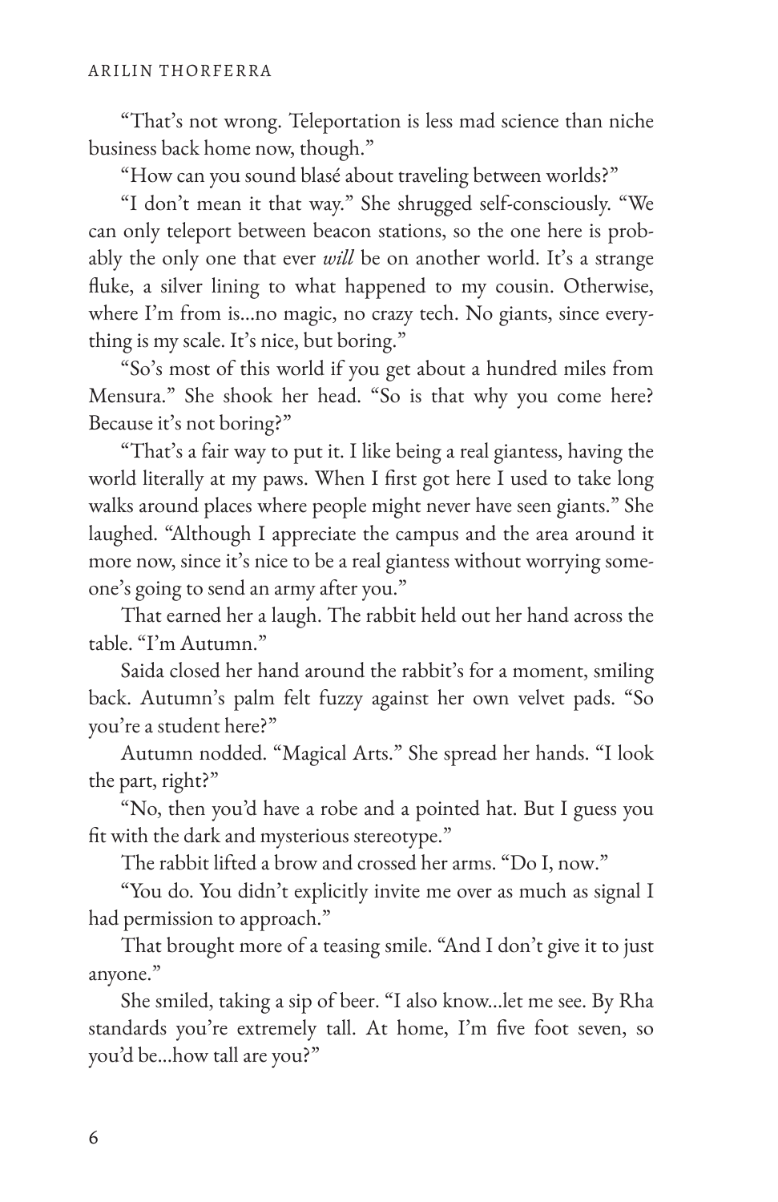"That's not wrong. Teleportation is less mad science than niche business back home now, though."

"How can you sound blasé about traveling between worlds?"

"I don't mean it that way." She shrugged self-consciously. "We can only teleport between beacon stations, so the one here is probably the only one that ever *will* be on another world. It's a strange fluke, a silver lining to what happened to my cousin. Otherwise, where I'm from is...no magic, no crazy tech. No giants, since everything is my scale. It's nice, but boring."

"So's most of this world if you get about a hundred miles from Mensura." She shook her head. "So is that why you come here? Because it's not boring?"

"That's a fair way to put it. I like being a real giantess, having the world literally at my paws. When I first got here I used to take long walks around places where people might never have seen giants." She laughed. "Although I appreciate the campus and the area around it more now, since it's nice to be a real giantess without worrying someone's going to send an army after you."

That earned her a laugh. The rabbit held out her hand across the table. "I'm Autumn."

Saida closed her hand around the rabbit's for a moment, smiling back. Autumn's palm felt fuzzy against her own velvet pads. "So you're a student here?"

Autumn nodded. "Magical Arts." She spread her hands. "I look the part, right?"

"No, then you'd have a robe and a pointed hat. But I guess you fit with the dark and mysterious stereotype."

The rabbit lifted a brow and crossed her arms. "Do I, now."

"You do. You didn't explicitly invite me over as much as signal I had permission to approach."

That brought more of a teasing smile. "And I don't give it to just anyone."

She smiled, taking a sip of beer. "I also know...let me see. By Rha standards you're extremely tall. At home, I'm five foot seven, so you'd be...how tall are you?"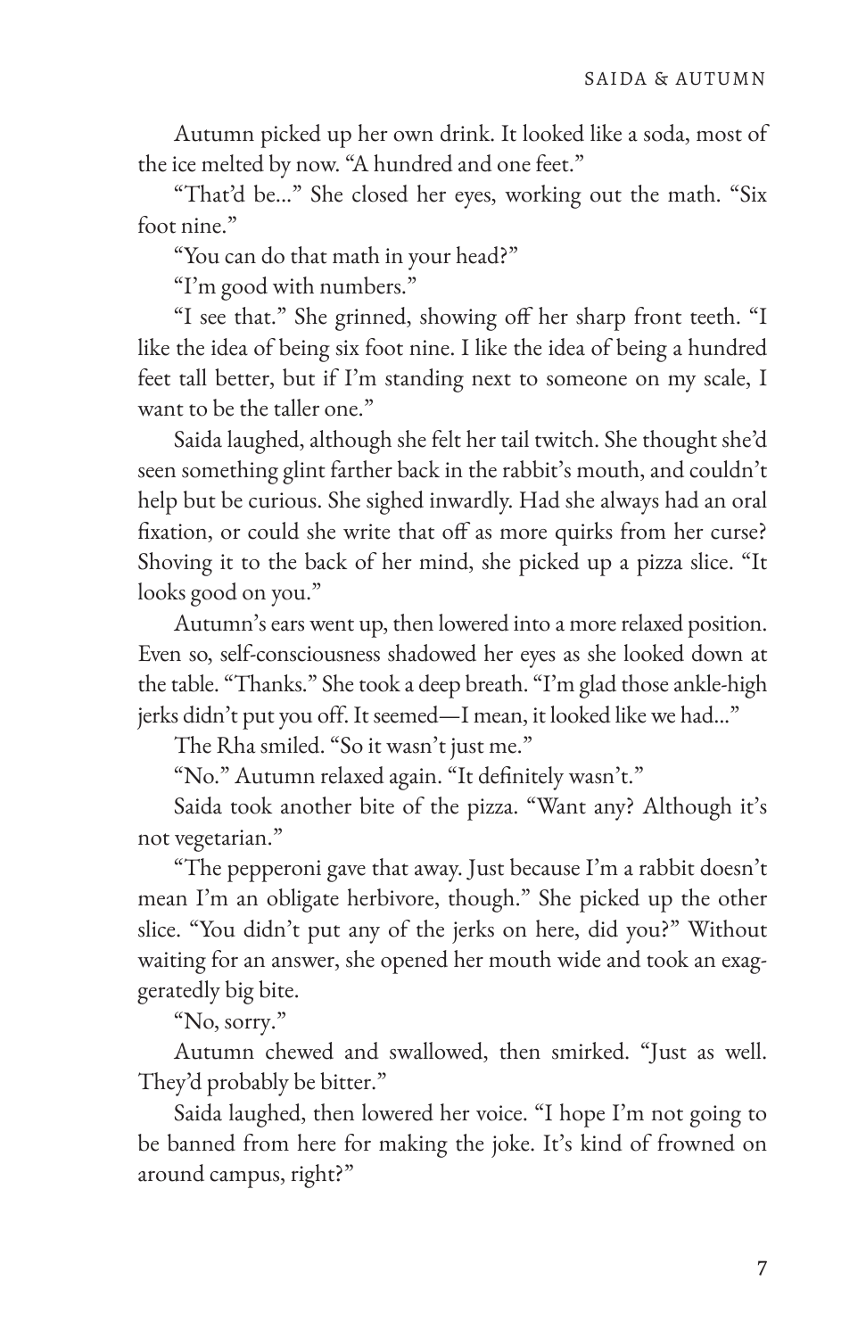Autumn picked up her own drink. It looked like a soda, most of the ice melted by now. "A hundred and one feet."

"That'd be..." She closed her eyes, working out the math. "Six foot nine."

"You can do that math in your head?"

"I'm good with numbers."

"I see that." She grinned, showing off her sharp front teeth. "I like the idea of being six foot nine. I like the idea of being a hundred feet tall better, but if I'm standing next to someone on my scale, I want to be the taller one."

Saida laughed, although she felt her tail twitch. She thought she'd seen something glint farther back in the rabbit's mouth, and couldn't help but be curious. She sighed inwardly. Had she always had an oral fixation, or could she write that off as more quirks from her curse? Shoving it to the back of her mind, she picked up a pizza slice. "It looks good on you."

Autumn's ears went up, then lowered into a more relaxed position. Even so, self-consciousness shadowed her eyes as she looked down at the table. "Thanks." She took a deep breath. "I'm glad those ankle-high jerks didn't put you off. It seemed—I mean, it looked like we had..."

The Rha smiled. "So it wasn't just me."

"No." Autumn relaxed again. "It definitely wasn't."

Saida took another bite of the pizza. "Want any? Although it's not vegetarian."

"The pepperoni gave that away. Just because I'm a rabbit doesn't mean I'm an obligate herbivore, though." She picked up the other slice. "You didn't put any of the jerks on here, did you?" Without waiting for an answer, she opened her mouth wide and took an exaggeratedly big bite.

"No, sorry."

Autumn chewed and swallowed, then smirked. "Just as well. They'd probably be bitter."

Saida laughed, then lowered her voice. "I hope I'm not going to be banned from here for making the joke. It's kind of frowned on around campus, right?"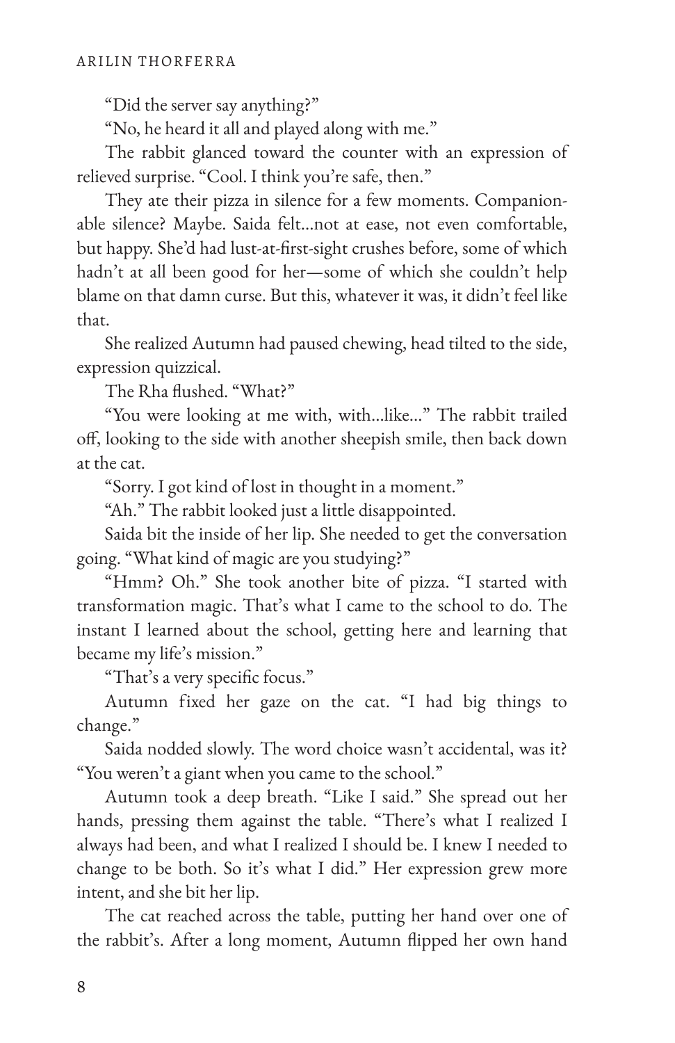"Did the server say anything?"

"No, he heard it all and played along with me."

The rabbit glanced toward the counter with an expression of relieved surprise. "Cool. I think you're safe, then."

They ate their pizza in silence for a few moments. Companionable silence? Maybe. Saida felt...not at ease, not even comfortable, but happy. She'd had lust-at-first-sight crushes before, some of which hadn't at all been good for her—some of which she couldn't help blame on that damn curse. But this, whatever it was, it didn't feel like that.

She realized Autumn had paused chewing, head tilted to the side, expression quizzical.

The Rha flushed. "What?"

"You were looking at me with, with...like..." The rabbit trailed off, looking to the side with another sheepish smile, then back down at the cat.

"Sorry. I got kind of lost in thought in a moment."

"Ah." The rabbit looked just a little disappointed.

Saida bit the inside of her lip. She needed to get the conversation going. "What kind of magic are you studying?"

"Hmm? Oh." She took another bite of pizza. "I started with transformation magic. That's what I came to the school to do. The instant I learned about the school, getting here and learning that became my life's mission."

"That's a very specific focus."

Autumn fixed her gaze on the cat. "I had big things to change."

Saida nodded slowly. The word choice wasn't accidental, was it? "You weren't a giant when you came to the school."

Autumn took a deep breath. "Like I said." She spread out her hands, pressing them against the table. "There's what I realized I always had been, and what I realized I should be. I knew I needed to change to be both. So it's what I did." Her expression grew more intent, and she bit her lip.

The cat reached across the table, putting her hand over one of the rabbit's. After a long moment, Autumn flipped her own hand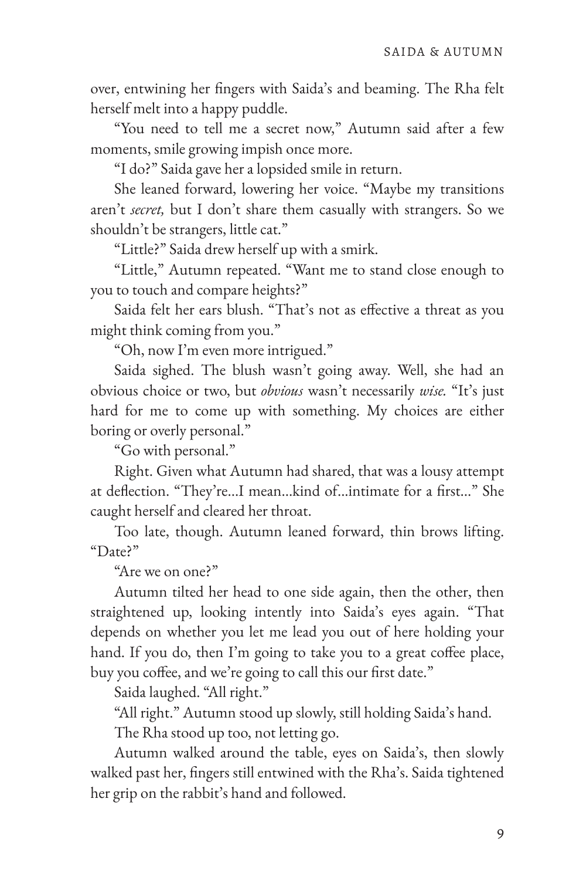over, entwining her fingers with Saida's and beaming. The Rha felt herself melt into a happy puddle.

"You need to tell me a secret now," Autumn said after a few moments, smile growing impish once more.

"I do?" Saida gave her a lopsided smile in return.

She leaned forward, lowering her voice. "Maybe my transitions aren't *secret,* but I don't share them casually with strangers. So we shouldn't be strangers, little cat."

"Little?" Saida drew herself up with a smirk.

"Little," Autumn repeated. "Want me to stand close enough to you to touch and compare heights?"

Saida felt her ears blush. "That's not as effective a threat as you might think coming from you."

"Oh, now I'm even more intrigued."

Saida sighed. The blush wasn't going away. Well, she had an obvious choice or two, but *obvious* wasn't necessarily *wise.* "It's just hard for me to come up with something. My choices are either boring or overly personal."

"Go with personal."

Right. Given what Autumn had shared, that was a lousy attempt at deflection. "They're...I mean...kind of...intimate for a first..." She caught herself and cleared her throat.

Too late, though. Autumn leaned forward, thin brows lifting. "Date?"

"Are we on one?"

Autumn tilted her head to one side again, then the other, then straightened up, looking intently into Saida's eyes again. "That depends on whether you let me lead you out of here holding your hand. If you do, then I'm going to take you to a great coffee place, buy you coffee, and we're going to call this our first date."

Saida laughed. "All right."

"All right." Autumn stood up slowly, still holding Saida's hand.

The Rha stood up too, not letting go.

Autumn walked around the table, eyes on Saida's, then slowly walked past her, fingers still entwined with the Rha's. Saida tightened her grip on the rabbit's hand and followed.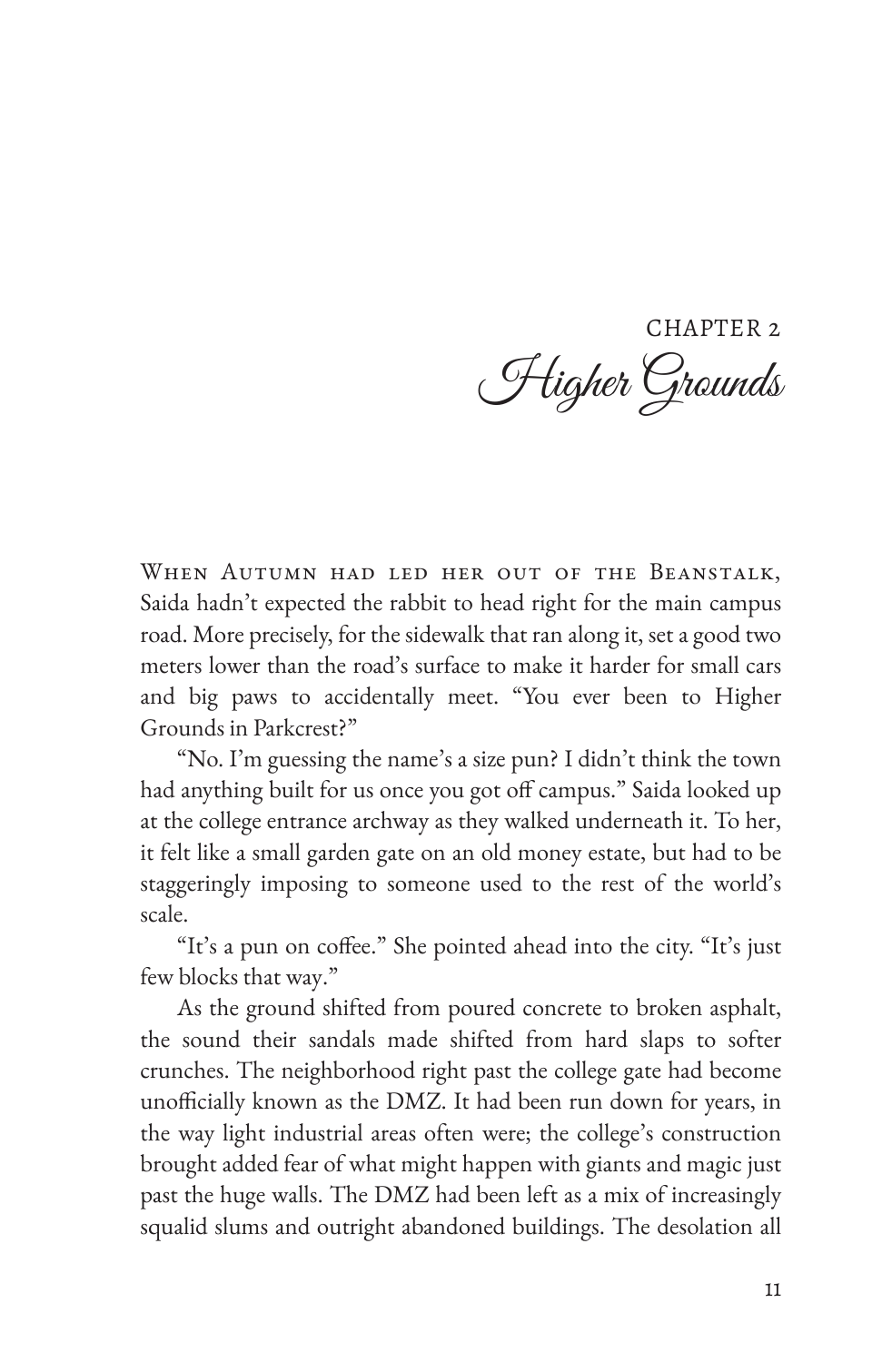# CHAPTER 2
## Higher Grounds

When Autumn had led her out of the Beanstalk, Saida hadn't expected the rabbit to head right for the main campus road. More precisely, for the sidewalk that ran along it, set a good two meters lower than the road's surface to make it harder for small cars and big paws to accidentally meet. "You ever been to Higher Grounds in Parkcrest?"

"No. I'm guessing the name's a size pun? I didn't think the town had anything built for us once you got off campus." Saida looked up at the college entrance archway as they walked underneath it. To her, it felt like a small garden gate on an old money estate, but had to be staggeringly imposing to someone used to the rest of the world's scale.

"It's a pun on coffee." She pointed ahead into the city. "It's just few blocks that way."

As the ground shifted from poured concrete to broken asphalt, the sound their sandals made shifted from hard slaps to softer crunches. The neighborhood right past the college gate had become unofficially known as the DMZ. It had been run down for years, in the way light industrial areas often were; the college's construction brought added fear of what might happen with giants and magic just past the huge walls. The DMZ had been left as a mix of increasingly squalid slums and outright abandoned buildings. The desolation all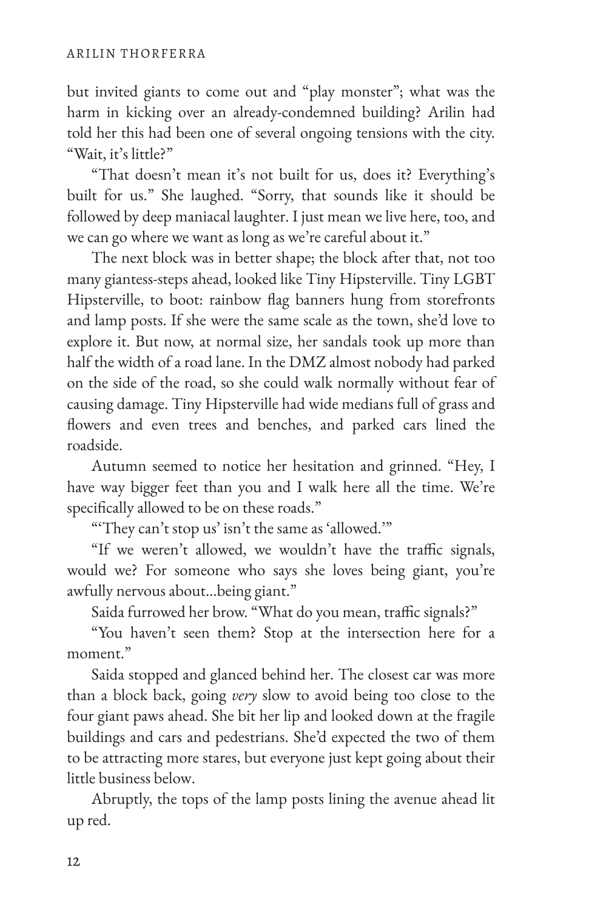but invited giants to come out and "play monster"; what was the harm in kicking over an already-condemned building? Arilin had told her this had been one of several ongoing tensions with the city. "Wait, it's little?"

"That doesn't mean it's not built for us, does it? Everything's built for us." She laughed. "Sorry, that sounds like it should be followed by deep maniacal laughter. I just mean we live here, too, and we can go where we want as long as we're careful about it."

The next block was in better shape; the block after that, not too many giantess-steps ahead, looked like Tiny Hipsterville. Tiny LGBT Hipsterville, to boot: rainbow flag banners hung from storefronts and lamp posts. If she were the same scale as the town, she'd love to explore it. But now, at normal size, her sandals took up more than half the width of a road lane. In the DMZ almost nobody had parked on the side of the road, so she could walk normally without fear of causing damage. Tiny Hipsterville had wide medians full of grass and flowers and even trees and benches, and parked cars lined the roadside.

Autumn seemed to notice her hesitation and grinned. "Hey, I have way bigger feet than you and I walk here all the time. We're specifically allowed to be on these roads."

"'They can't stop us' isn't the same as 'allowed.'"

"If we weren't allowed, we wouldn't have the traffic signals, would we? For someone who says she loves being giant, you're awfully nervous about...being giant."

Saida furrowed her brow. "What do you mean, traffic signals?"

"You haven't seen them? Stop at the intersection here for a moment."

Saida stopped and glanced behind her. The closest car was more than a block back, going *very* slow to avoid being too close to the four giant paws ahead. She bit her lip and looked down at the fragile buildings and cars and pedestrians. She'd expected the two of them to be attracting more stares, but everyone just kept going about their little business below.

Abruptly, the tops of the lamp posts lining the avenue ahead lit up red.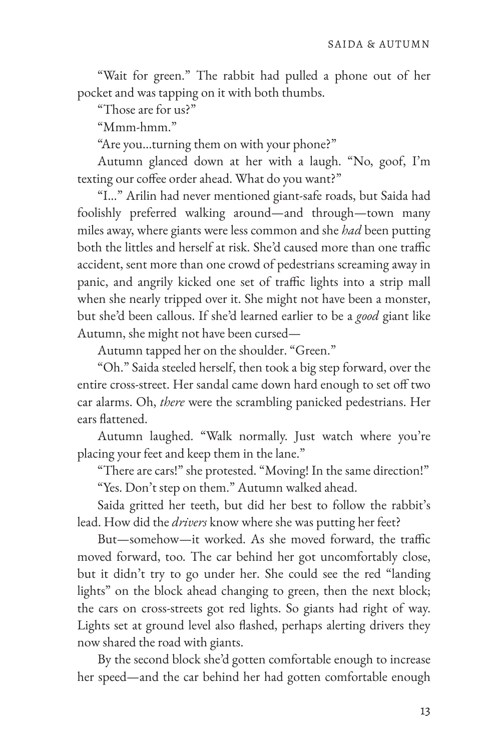"Wait for green." The rabbit had pulled a phone out of her pocket and was tapping on it with both thumbs.

"Those are for us?"

"Mmm-hmm."

"Are you...turning them on with your phone?"

Autumn glanced down at her with a laugh. "No, goof, I'm texting our coffee order ahead. What do you want?"

"I..." Arilin had never mentioned giant-safe roads, but Saida had foolishly preferred walking around—and through—town many miles away, where giants were less common and she *had* been putting both the littles and herself at risk. She'd caused more than one traffic accident, sent more than one crowd of pedestrians screaming away in panic, and angrily kicked one set of traffic lights into a strip mall when she nearly tripped over it. She might not have been a monster, but she'd been callous. If she'd learned earlier to be a *good* giant like Autumn, she might not have been cursed—

Autumn tapped her on the shoulder. "Green."

"Oh." Saida steeled herself, then took a big step forward, over the entire cross-street. Her sandal came down hard enough to set off two car alarms. Oh, *there* were the scrambling panicked pedestrians. Her ears flattened.

Autumn laughed. "Walk normally. Just watch where you're placing your feet and keep them in the lane."

"There are cars!" she protested. "Moving! In the same direction!"

"Yes. Don't step on them." Autumn walked ahead.

Saida gritted her teeth, but did her best to follow the rabbit's lead. How did the *drivers* know where she was putting her feet?

But—somehow—it worked. As she moved forward, the traffic moved forward, too. The car behind her got uncomfortably close, but it didn't try to go under her. She could see the red "landing lights" on the block ahead changing to green, then the next block; the cars on cross-streets got red lights. So giants had right of way. Lights set at ground level also flashed, perhaps alerting drivers they now shared the road with giants.

By the second block she'd gotten comfortable enough to increase her speed—and the car behind her had gotten comfortable enough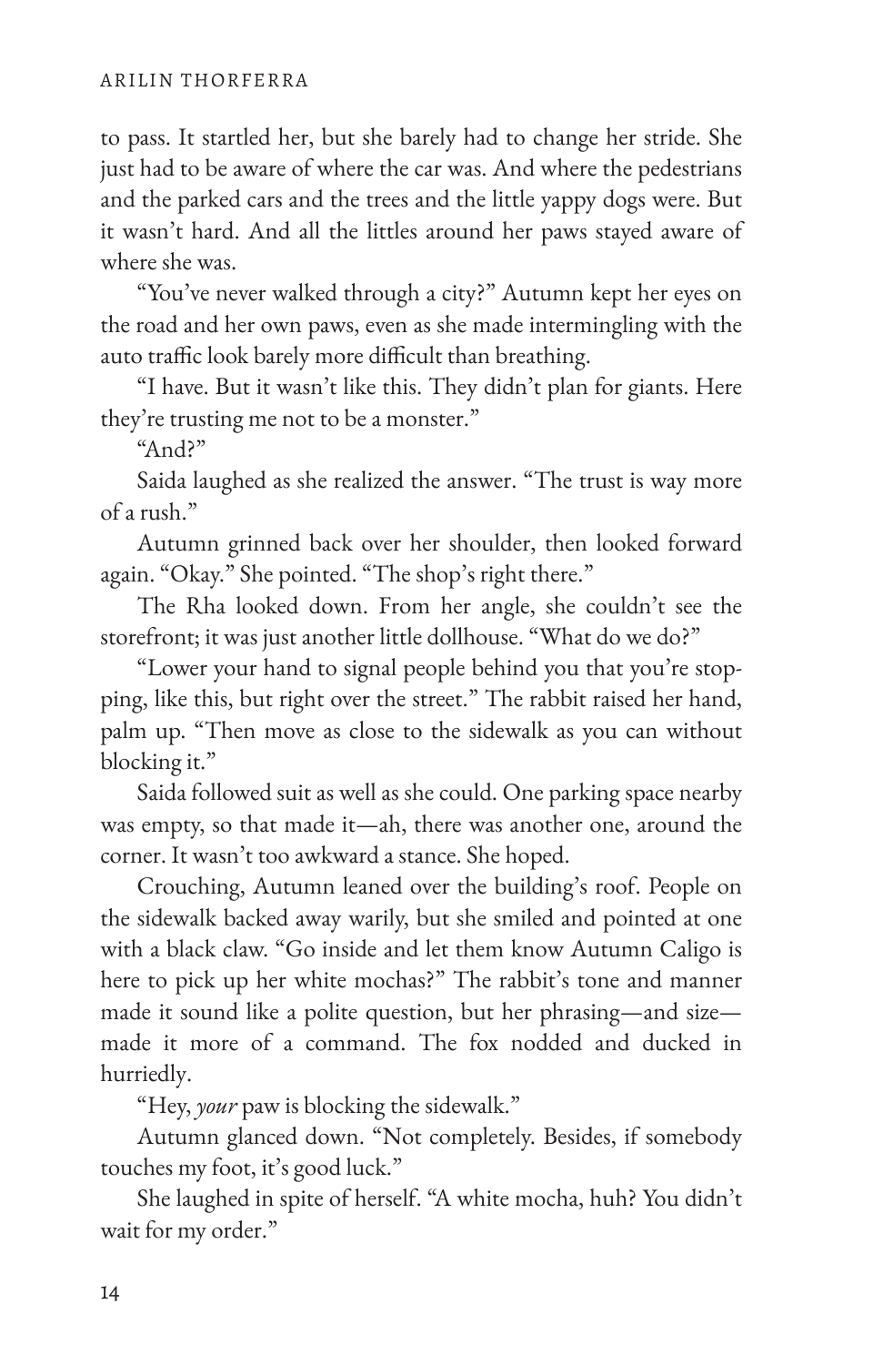to pass. It startled her, but she barely had to change her stride. She just had to be aware of where the car was. And where the pedestrians and the parked cars and the trees and the little yappy dogs were. But it wasn't hard. And all the littles around her paws stayed aware of where she was.

"You've never walked through a city?" Autumn kept her eyes on the road and her own paws, even as she made intermingling with the auto traffic look barely more difficult than breathing.

"I have. But it wasn't like this. They didn't plan for giants. Here they're trusting me not to be a monster."

"And?"

Saida laughed as she realized the answer. "The trust is way more of a rush."

Autumn grinned back over her shoulder, then looked forward again. "Okay." She pointed. "The shop's right there."

The Rha looked down. From her angle, she couldn't see the storefront; it was just another little dollhouse. "What do we do?"

"Lower your hand to signal people behind you that you're stopping, like this, but right over the street." The rabbit raised her hand, palm up. "Then move as close to the sidewalk as you can without blocking it."

Saida followed suit as well as she could. One parking space nearby was empty, so that made it—ah, there was another one, around the corner. It wasn't too awkward a stance. She hoped.

Crouching, Autumn leaned over the building's roof. People on the sidewalk backed away warily, but she smiled and pointed at one with a black claw. "Go inside and let them know Autumn Caligo is here to pick up her white mochas?" The rabbit's tone and manner made it sound like a polite question, but her phrasing—and size—made it more of a command. The fox nodded and ducked in hurriedly.

"Hey, *your* paw is blocking the sidewalk."

Autumn glanced down. "Not completely. Besides, if somebody touches my foot, it's good luck."

She laughed in spite of herself. "A white mocha, huh? You didn't wait for my order."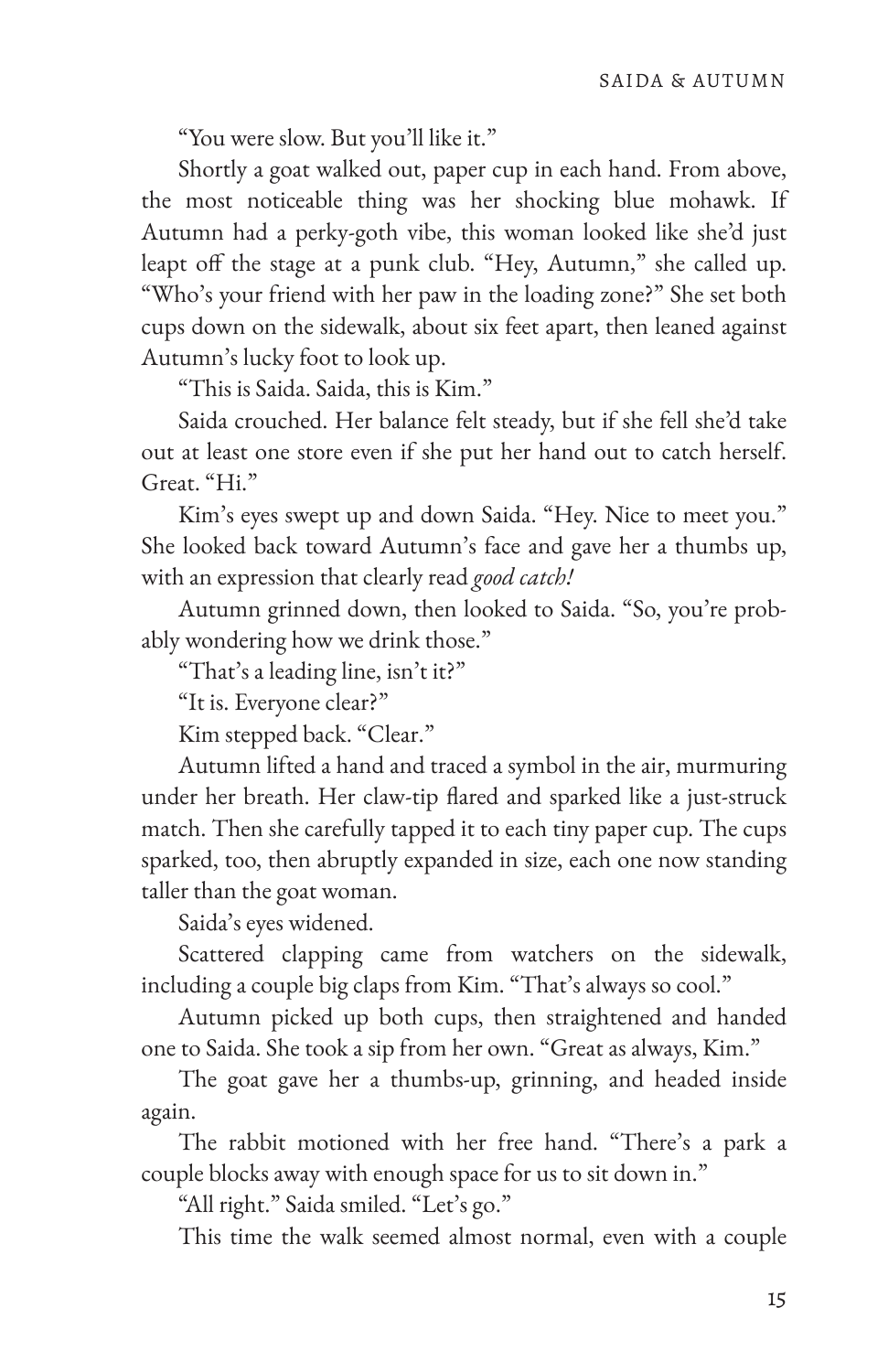"You were slow. But you'll like it."

Shortly a goat walked out, paper cup in each hand. From above, the most noticeable thing was her shocking blue mohawk. If Autumn had a perky-goth vibe, this woman looked like she'd just leapt off the stage at a punk club. "Hey, Autumn," she called up. "Who's your friend with her paw in the loading zone?" She set both cups down on the sidewalk, about six feet apart, then leaned against Autumn's lucky foot to look up.

"This is Saida. Saida, this is Kim."

Saida crouched. Her balance felt steady, but if she fell she'd take out at least one store even if she put her hand out to catch herself. Great. "Hi."

Kim's eyes swept up and down Saida. "Hey. Nice to meet you." She looked back toward Autumn's face and gave her a thumbs up, with an expression that clearly read *good catch!*

Autumn grinned down, then looked to Saida. "So, you're probably wondering how we drink those."

"That's a leading line, isn't it?"

"It is. Everyone clear?"

Kim stepped back. "Clear."

Autumn lifted a hand and traced a symbol in the air, murmuring under her breath. Her claw-tip flared and sparked like a just-struck match. Then she carefully tapped it to each tiny paper cup. The cups sparked, too, then abruptly expanded in size, each one now standing taller than the goat woman.

Saida's eyes widened.

Scattered clapping came from watchers on the sidewalk, including a couple big claps from Kim. "That's always so cool."

Autumn picked up both cups, then straightened and handed one to Saida. She took a sip from her own. "Great as always, Kim."

The goat gave her a thumbs-up, grinning, and headed inside again.

The rabbit motioned with her free hand. "There's a park a couple blocks away with enough space for us to sit down in."

"All right." Saida smiled. "Let's go."

This time the walk seemed almost normal, even with a couple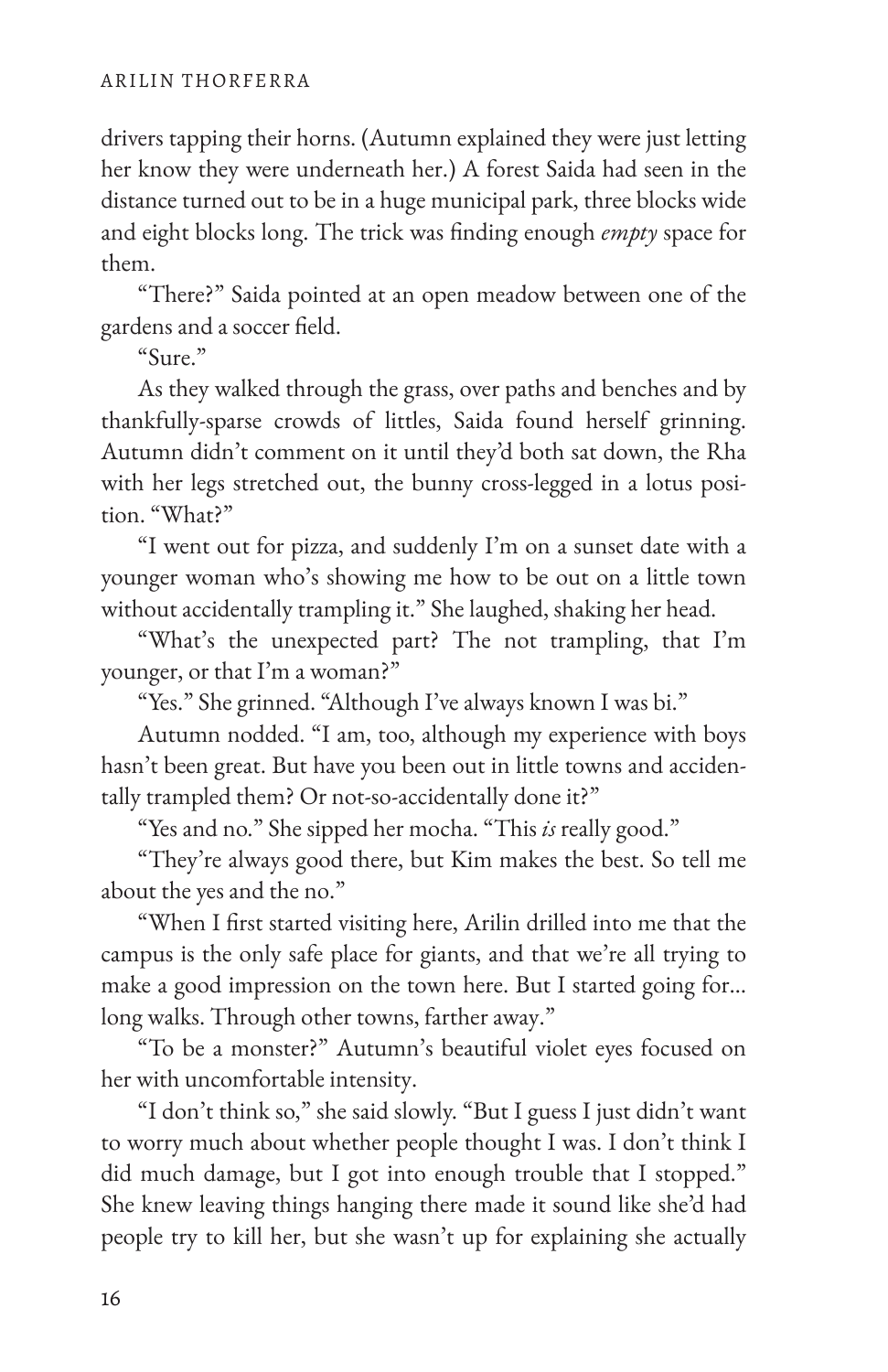drivers tapping their horns. (Autumn explained they were just letting her know they were underneath her.) A forest Saida had seen in the distance turned out to be in a huge municipal park, three blocks wide and eight blocks long. The trick was finding enough *empty* space for them.

"There?" Saida pointed at an open meadow between one of the gardens and a soccer field.

"Sure."

As they walked through the grass, over paths and benches and by thankfully-sparse crowds of littles, Saida found herself grinning. Autumn didn't comment on it until they'd both sat down, the Rha with her legs stretched out, the bunny cross-legged in a lotus position. "What?"

"I went out for pizza, and suddenly I'm on a sunset date with a younger woman who's showing me how to be out on a little town without accidentally trampling it." She laughed, shaking her head.

"What's the unexpected part? The not trampling, that I'm younger, or that I'm a woman?"

"Yes." She grinned. "Although I've always known I was bi."

Autumn nodded. "I am, too, although my experience with boys hasn't been great. But have you been out in little towns and accidentally trampled them? Or not-so-accidentally done it?"

"Yes and no." She sipped her mocha. "This *is* really good."

"They're always good there, but Kim makes the best. So tell me about the yes and the no."

"When I first started visiting here, Arilin drilled into me that the campus is the only safe place for giants, and that we're all trying to make a good impression on the town here. But I started going for... long walks. Through other towns, farther away."

"To be a monster?" Autumn's beautiful violet eyes focused on her with uncomfortable intensity.

"I don't think so," she said slowly. "But I guess I just didn't want to worry much about whether people thought I was. I don't think I did much damage, but I got into enough trouble that I stopped." She knew leaving things hanging there made it sound like she'd had people try to kill her, but she wasn't up for explaining she actually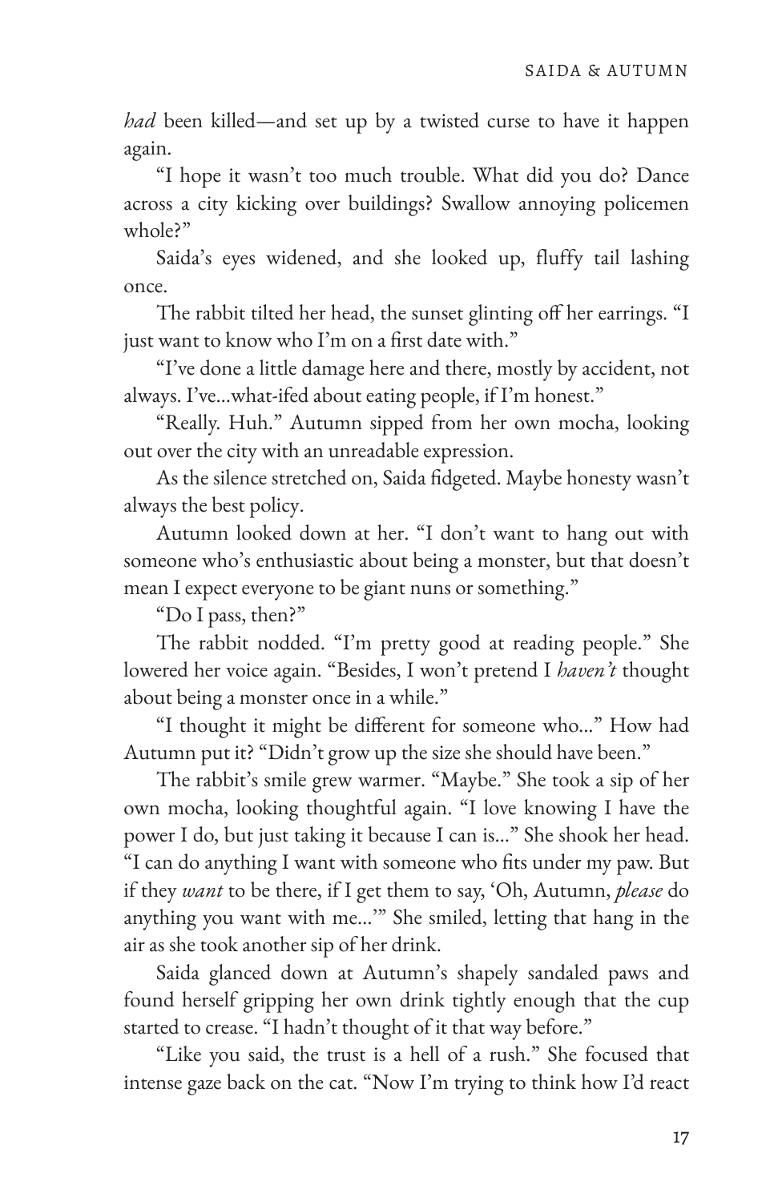*had* been killed—and set up by a twisted curse to have it happen again.

"I hope it wasn't too much trouble. What did you do? Dance across a city kicking over buildings? Swallow annoying policemen whole?"

Saida's eyes widened, and she looked up, fluffy tail lashing once.

The rabbit tilted her head, the sunset glinting off her earrings. "I just want to know who I'm on a first date with."

"I've done a little damage here and there, mostly by accident, not always. I've...what-ifed about eating people, if I'm honest."

"Really. Huh." Autumn sipped from her own mocha, looking out over the city with an unreadable expression.

As the silence stretched on, Saida fidgeted. Maybe honesty wasn't always the best policy.

Autumn looked down at her. "I don't want to hang out with someone who's enthusiastic about being a monster, but that doesn't mean I expect everyone to be giant nuns or something."

"Do I pass, then?"

The rabbit nodded. "I'm pretty good at reading people." She lowered her voice again. "Besides, I won't pretend I *haven't* thought about being a monster once in a while."

"I thought it might be different for someone who..." How had Autumn put it? "Didn't grow up the size she should have been."

The rabbit's smile grew warmer. "Maybe." She took a sip of her own mocha, looking thoughtful again. "I love knowing I have the power I do, but just taking it because I can is..." She shook her head. "I can do anything I want with someone who fits under my paw. But if they *want* to be there, if I get them to say, 'Oh, Autumn, *please* do anything you want with me...'" She smiled, letting that hang in the air as she took another sip of her drink.

Saida glanced down at Autumn's shapely sandaled paws and found herself gripping her own drink tightly enough that the cup started to crease. "I hadn't thought of it that way before."

"Like you said, the trust is a hell of a rush." She focused that intense gaze back on the cat. "Now I'm trying to think how I'd react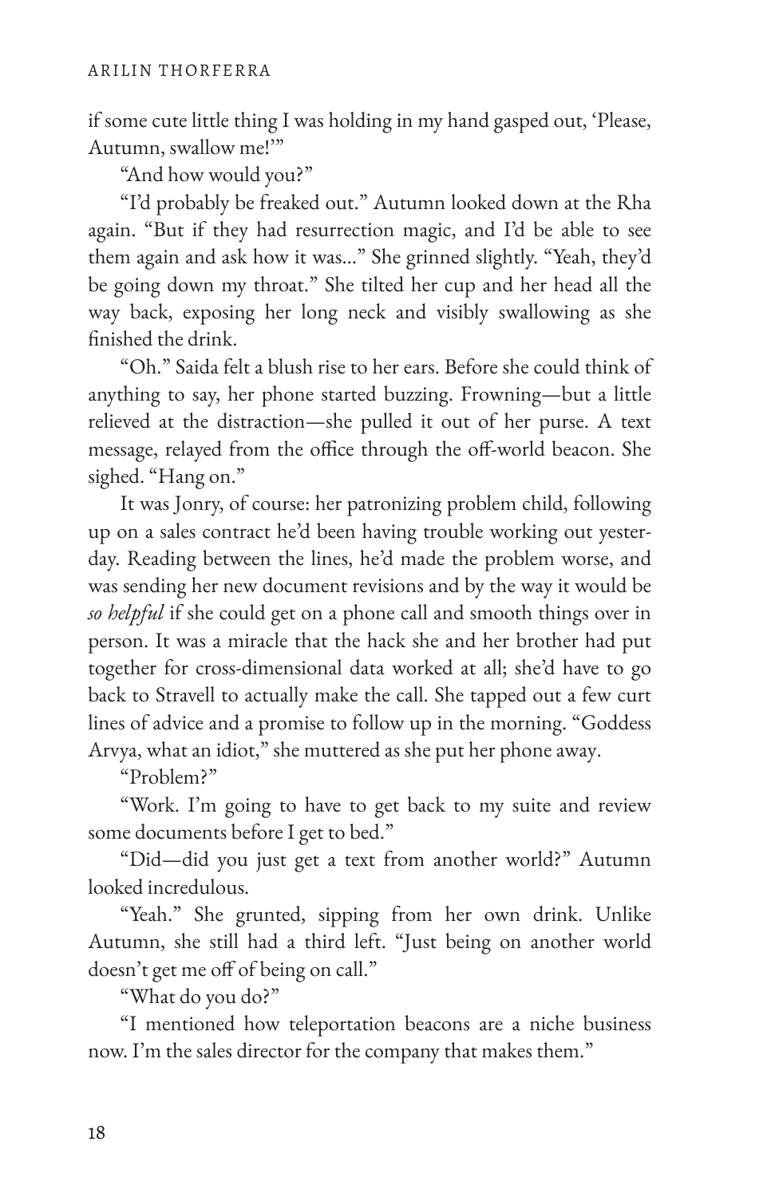if some cute little thing I was holding in my hand gasped out, 'Please, Autumn, swallow me!'"

"And how would you?"

"I'd probably be freaked out." Autumn looked down at the Rha again. "But if they had resurrection magic, and I'd be able to see them again and ask how it was..." She grinned slightly. "Yeah, they'd be going down my throat." She tilted her cup and her head all the way back, exposing her long neck and visibly swallowing as she finished the drink.

"Oh." Saida felt a blush rise to her ears. Before she could think of anything to say, her phone started buzzing. Frowning—but a little relieved at the distraction—she pulled it out of her purse. A text message, relayed from the office through the off-world beacon. She sighed. "Hang on."

It was Jonry, of course: her patronizing problem child, following up on a sales contract he'd been having trouble working out yesterday. Reading between the lines, he'd made the problem worse, and was sending her new document revisions and by the way it would be *so helpful* if she could get on a phone call and smooth things over in person. It was a miracle that the hack she and her brother had put together for cross-dimensional data worked at all; she'd have to go back to Stravell to actually make the call. She tapped out a few curt lines of advice and a promise to follow up in the morning. "Goddess Arvya, what an idiot," she muttered as she put her phone away.

"Problem?"

"Work. I'm going to have to get back to my suite and review some documents before I get to bed."

"Did—did you just get a text from another world?" Autumn looked incredulous.

"Yeah." She grunted, sipping from her own drink. Unlike Autumn, she still had a third left. "Just being on another world doesn't get me off of being on call."

"What do you do?"

"I mentioned how teleportation beacons are a niche business now. I'm the sales director for the company that makes them."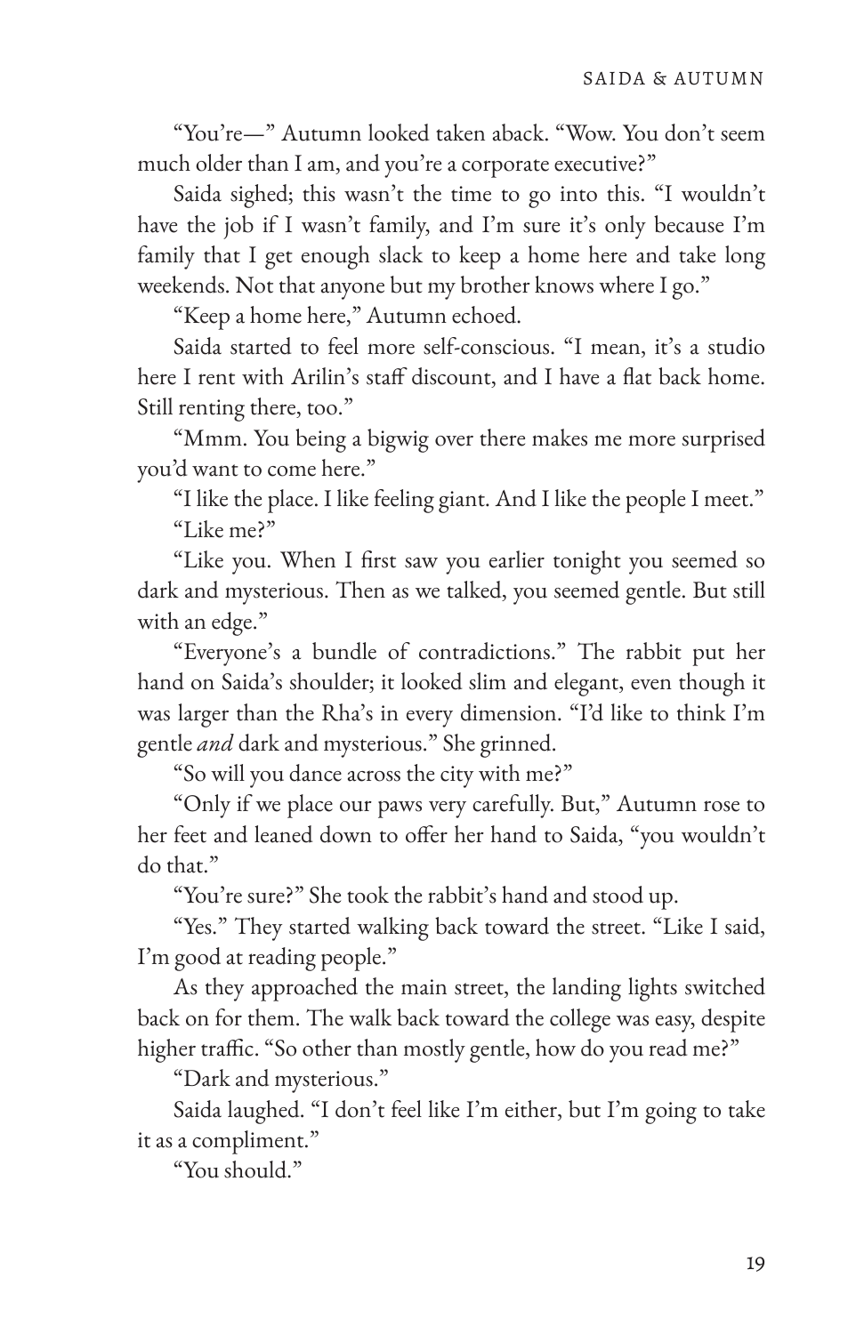"You're—" Autumn looked taken aback. "Wow. You don't seem much older than I am, and you're a corporate executive?"

Saida sighed; this wasn't the time to go into this. "I wouldn't have the job if I wasn't family, and I'm sure it's only because I'm family that I get enough slack to keep a home here and take long weekends. Not that anyone but my brother knows where I go."

"Keep a home here," Autumn echoed.

Saida started to feel more self-conscious. "I mean, it's a studio here I rent with Arilin's staff discount, and I have a flat back home. Still renting there, too."

"Mmm. You being a bigwig over there makes me more surprised you'd want to come here."

"I like the place. I like feeling giant. And I like the people I meet."

"Like me?"

"Like you. When I first saw you earlier tonight you seemed so dark and mysterious. Then as we talked, you seemed gentle. But still with an edge."

"Everyone's a bundle of contradictions." The rabbit put her hand on Saida's shoulder; it looked slim and elegant, even though it was larger than the Rha's in every dimension. "I'd like to think I'm gentle *and* dark and mysterious." She grinned.

"So will you dance across the city with me?"

"Only if we place our paws very carefully. But," Autumn rose to her feet and leaned down to offer her hand to Saida, "you wouldn't do that."

"You're sure?" She took the rabbit's hand and stood up.

"Yes." They started walking back toward the street. "Like I said, I'm good at reading people."

As they approached the main street, the landing lights switched back on for them. The walk back toward the college was easy, despite higher traffic. "So other than mostly gentle, how do you read me?"

"Dark and mysterious."

Saida laughed. "I don't feel like I'm either, but I'm going to take it as a compliment."

"You should."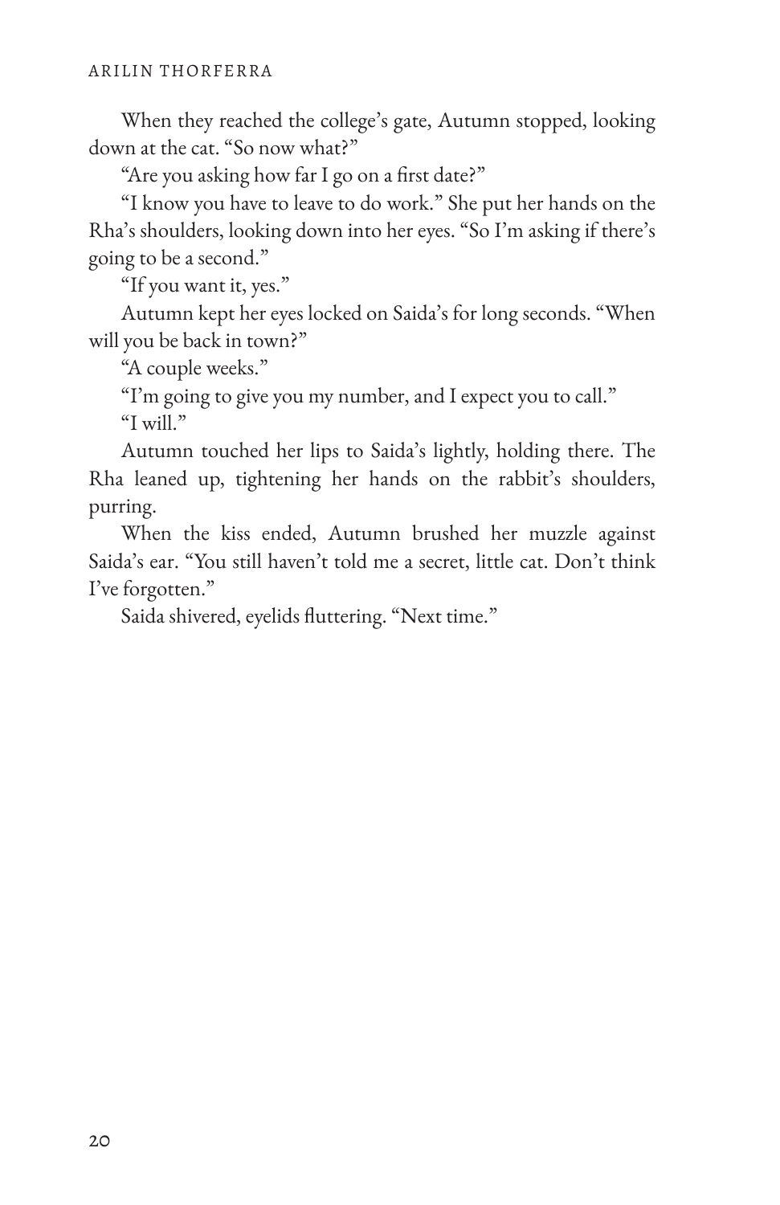When they reached the college's gate, Autumn stopped, looking down at the cat. "So now what?"

"Are you asking how far I go on a first date?"

"I know you have to leave to do work." She put her hands on the Rha's shoulders, looking down into her eyes. "So I'm asking if there's going to be a second."

"If you want it, yes."

Autumn kept her eyes locked on Saida's for long seconds. "When will you be back in town?"

"A couple weeks."

"I'm going to give you my number, and I expect you to call."

"I will."

Autumn touched her lips to Saida's lightly, holding there. The Rha leaned up, tightening her hands on the rabbit's shoulders, purring.

When the kiss ended, Autumn brushed her muzzle against Saida's ear. "You still haven't told me a secret, little cat. Don't think I've forgotten."

Saida shivered, eyelids fluttering. "Next time."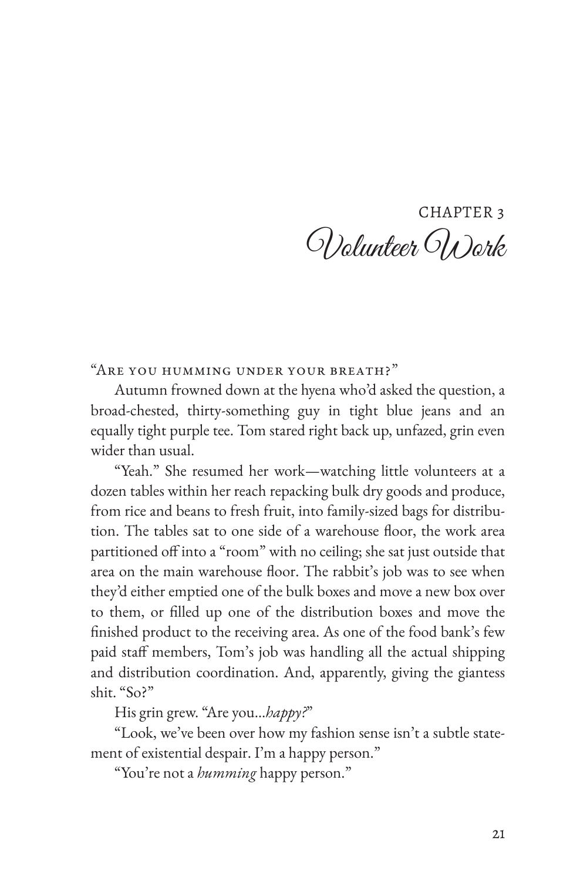# CHAPTER 3
## Volunteer Work

"Are you humming under your breath?"

Autumn frowned down at the hyena who'd asked the question, a broad-chested, thirty-something guy in tight blue jeans and an equally tight purple tee. Tom stared right back up, unfazed, grin even wider than usual.

"Yeah." She resumed her work—watching little volunteers at a dozen tables within her reach repacking bulk dry goods and produce, from rice and beans to fresh fruit, into family-sized bags for distribution. The tables sat to one side of a warehouse floor, the work area partitioned off into a "room" with no ceiling; she sat just outside that area on the main warehouse floor. The rabbit's job was to see when they'd either emptied one of the bulk boxes and move a new box over to them, or filled up one of the distribution boxes and move the finished product to the receiving area. As one of the food bank's few paid staff members, Tom's job was handling all the actual shipping and distribution coordination. And, apparently, giving the giantess shit. "So?"

His grin grew. "Are you...*happy?*"

"Look, we've been over how my fashion sense isn't a subtle statement of existential despair. I'm a happy person."

"You're not a *humming* happy person."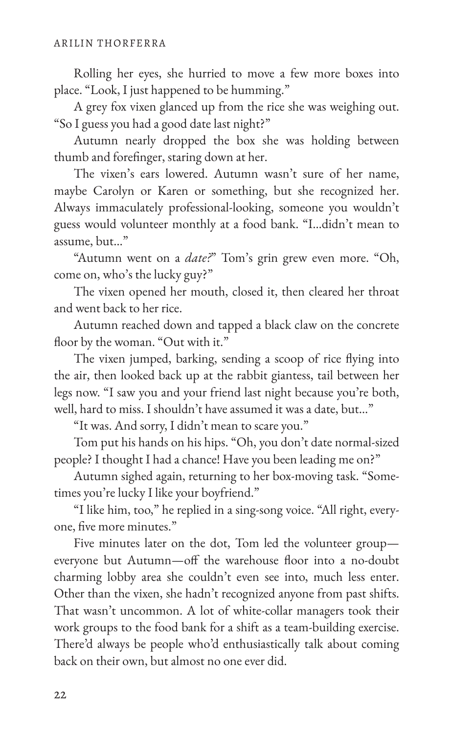Rolling her eyes, she hurried to move a few more boxes into place. "Look, I just happened to be humming."

A grey fox vixen glanced up from the rice she was weighing out. "So I guess you had a good date last night?"

Autumn nearly dropped the box she was holding between thumb and forefinger, staring down at her.

The vixen's ears lowered. Autumn wasn't sure of her name, maybe Carolyn or Karen or something, but she recognized her. Always immaculately professional-looking, someone you wouldn't guess would volunteer monthly at a food bank. "I...didn't mean to assume, but..."

"Autumn went on a *date?*" Tom's grin grew even more. "Oh, come on, who's the lucky guy?"

The vixen opened her mouth, closed it, then cleared her throat and went back to her rice.

Autumn reached down and tapped a black claw on the concrete floor by the woman. "Out with it."

The vixen jumped, barking, sending a scoop of rice flying into the air, then looked back up at the rabbit giantess, tail between her legs now. "I saw you and your friend last night because you're both, well, hard to miss. I shouldn't have assumed it was a date, but..."

"It was. And sorry, I didn't mean to scare you."

Tom put his hands on his hips. "Oh, you don't date normal-sized people? I thought I had a chance! Have you been leading me on?"

Autumn sighed again, returning to her box-moving task. "Sometimes you're lucky I like your boyfriend."

"I like him, too," he replied in a sing-song voice. "All right, everyone, five more minutes."

Five minutes later on the dot, Tom led the volunteer group—everyone but Autumn—off the warehouse floor into a no-doubt charming lobby area she couldn't even see into, much less enter. Other than the vixen, she hadn't recognized anyone from past shifts. That wasn't uncommon. A lot of white-collar managers took their work groups to the food bank for a shift as a team-building exercise. There'd always be people who'd enthusiastically talk about coming back on their own, but almost no one ever did.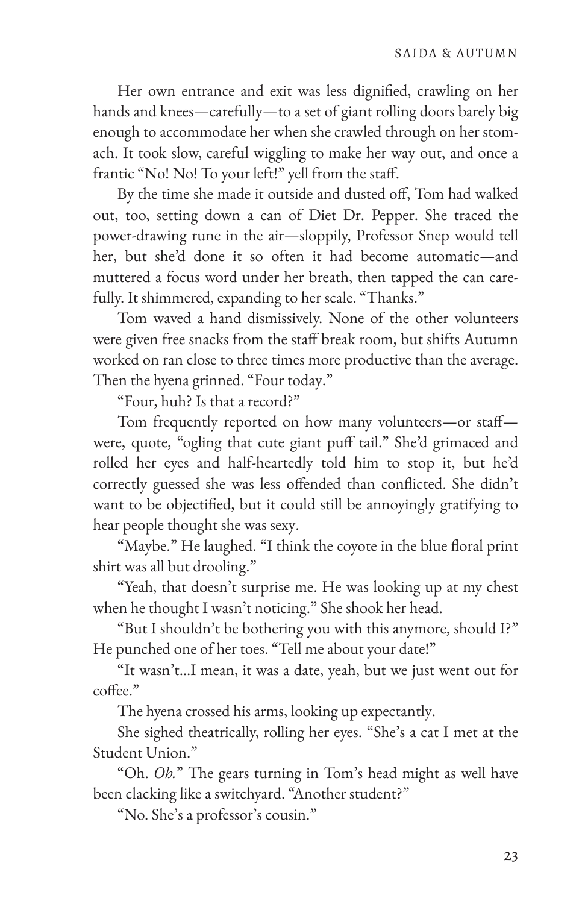Her own entrance and exit was less dignified, crawling on her hands and knees—carefully—to a set of giant rolling doors barely big enough to accommodate her when she crawled through on her stomach. It took slow, careful wiggling to make her way out, and once a frantic "No! No! To your left!" yell from the staff.

By the time she made it outside and dusted off, Tom had walked out, too, setting down a can of Diet Dr. Pepper. She traced the power-drawing rune in the air—sloppily, Professor Snep would tell her, but she'd done it so often it had become automatic—and muttered a focus word under her breath, then tapped the can carefully. It shimmered, expanding to her scale. "Thanks."

Tom waved a hand dismissively. None of the other volunteers were given free snacks from the staff break room, but shifts Autumn worked on ran close to three times more productive than the average. Then the hyena grinned. "Four today."

"Four, huh? Is that a record?"

Tom frequently reported on how many volunteers—or staff—were, quote, "ogling that cute giant puff tail." She'd grimaced and rolled her eyes and half-heartedly told him to stop it, but he'd correctly guessed she was less offended than conflicted. She didn't want to be objectified, but it could still be annoyingly gratifying to hear people thought she was sexy.

"Maybe." He laughed. "I think the coyote in the blue floral print shirt was all but drooling."

"Yeah, that doesn't surprise me. He was looking up at my chest when he thought I wasn't noticing." She shook her head.

"But I shouldn't be bothering you with this anymore, should I?" He punched one of her toes. "Tell me about your date!"

"It wasn't...I mean, it was a date, yeah, but we just went out for coffee."

The hyena crossed his arms, looking up expectantly.

She sighed theatrically, rolling her eyes. "She's a cat I met at the Student Union."

"Oh. *Oh.*" The gears turning in Tom's head might as well have been clacking like a switchyard. "Another student?"

"No. She's a professor's cousin."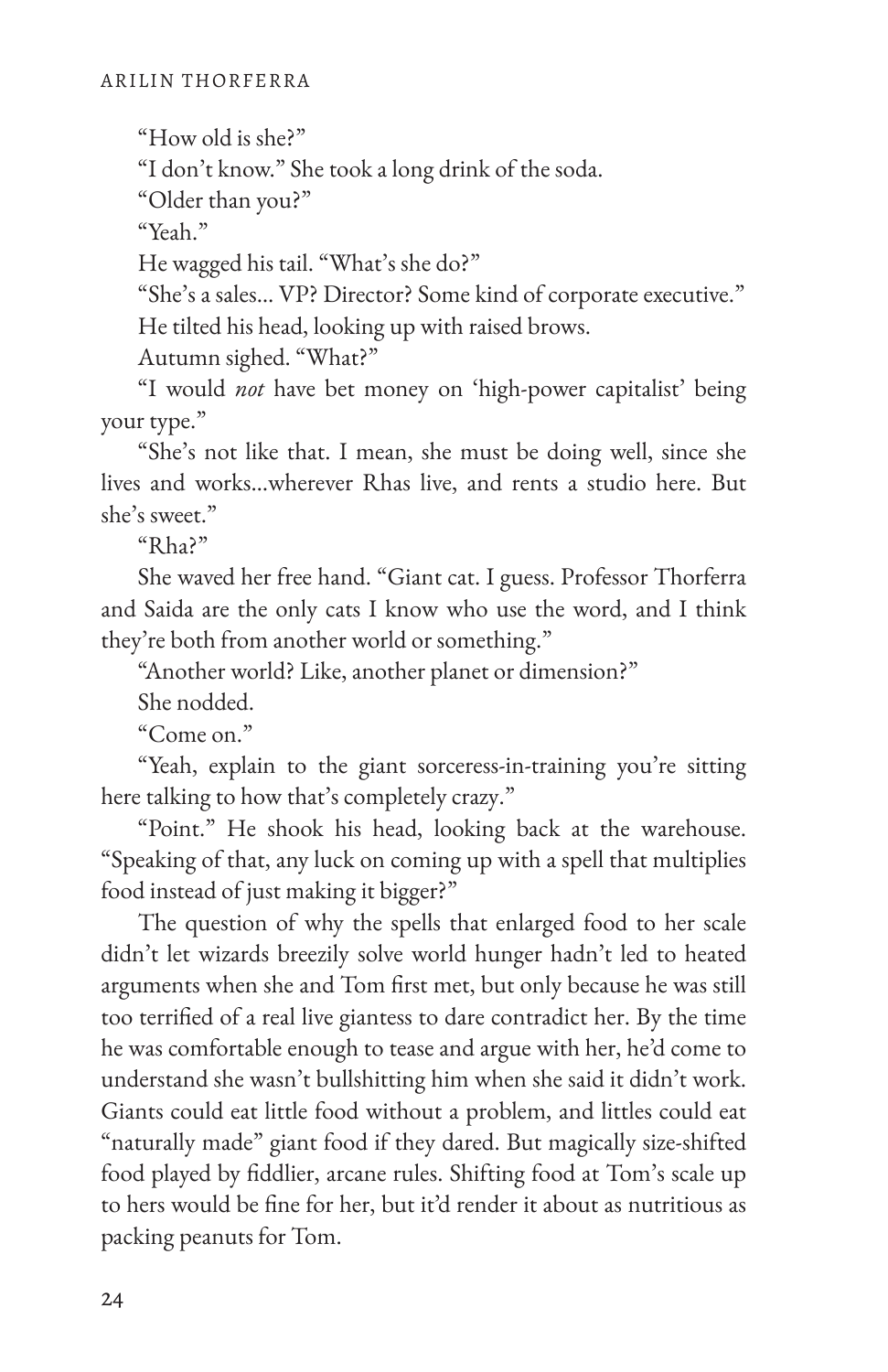"How old is she?"

"I don't know." She took a long drink of the soda.

"Older than you?"

"Yeah."

He wagged his tail. "What's she do?"

"She's a sales... VP? Director? Some kind of corporate executive."

He tilted his head, looking up with raised brows.

Autumn sighed. "What?"

"I would *not* have bet money on 'high-power capitalist' being your type."

"She's not like that. I mean, she must be doing well, since she lives and works...wherever Rhas live, and rents a studio here. But she's sweet."

"Rha?"

She waved her free hand. "Giant cat. I guess. Professor Thorferra and Saida are the only cats I know who use the word, and I think they're both from another world or something."

"Another world? Like, another planet or dimension?"

She nodded.

"Come on."

"Yeah, explain to the giant sorceress-in-training you're sitting here talking to how that's completely crazy."

"Point." He shook his head, looking back at the warehouse. "Speaking of that, any luck on coming up with a spell that multiplies food instead of just making it bigger?"

The question of why the spells that enlarged food to her scale didn't let wizards breezily solve world hunger hadn't led to heated arguments when she and Tom first met, but only because he was still too terrified of a real live giantess to dare contradict her. By the time he was comfortable enough to tease and argue with her, he'd come to understand she wasn't bullshitting him when she said it didn't work. Giants could eat little food without a problem, and littles could eat "naturally made" giant food if they dared. But magically size-shifted food played by fiddlier, arcane rules. Shifting food at Tom's scale up to hers would be fine for her, but it'd render it about as nutritious as packing peanuts for Tom.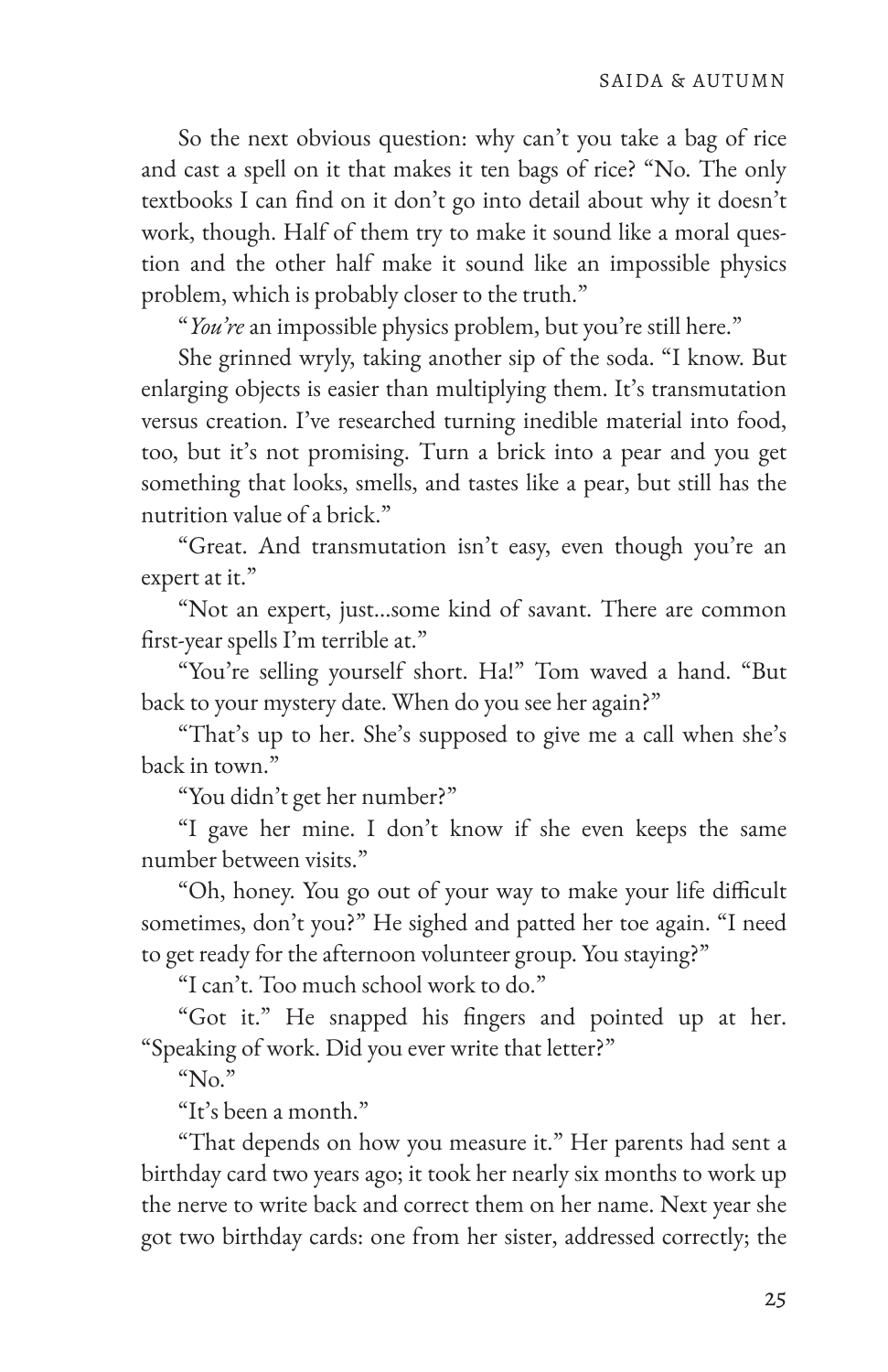So the next obvious question: why can't you take a bag of rice and cast a spell on it that makes it ten bags of rice? "No. The only textbooks I can find on it don't go into detail about why it doesn't work, though. Half of them try to make it sound like a moral question and the other half make it sound like an impossible physics problem, which is probably closer to the truth."

"*You're* an impossible physics problem, but you're still here."

She grinned wryly, taking another sip of the soda. "I know. But enlarging objects is easier than multiplying them. It's transmutation versus creation. I've researched turning inedible material into food, too, but it's not promising. Turn a brick into a pear and you get something that looks, smells, and tastes like a pear, but still has the nutrition value of a brick."

"Great. And transmutation isn't easy, even though you're an expert at it."

"Not an expert, just...some kind of savant. There are common first-year spells I'm terrible at."

"You're selling yourself short. Ha!" Tom waved a hand. "But back to your mystery date. When do you see her again?"

"That's up to her. She's supposed to give me a call when she's back in town."

"You didn't get her number?"

"I gave her mine. I don't know if she even keeps the same number between visits."

"Oh, honey. You go out of your way to make your life difficult sometimes, don't you?" He sighed and patted her toe again. "I need to get ready for the afternoon volunteer group. You staying?"

"I can't. Too much school work to do."

"Got it." He snapped his fingers and pointed up at her. "Speaking of work. Did you ever write that letter?"

"No."

"It's been a month."

"That depends on how you measure it." Her parents had sent a birthday card two years ago; it took her nearly six months to work up the nerve to write back and correct them on her name. Next year she got two birthday cards: one from her sister, addressed correctly; the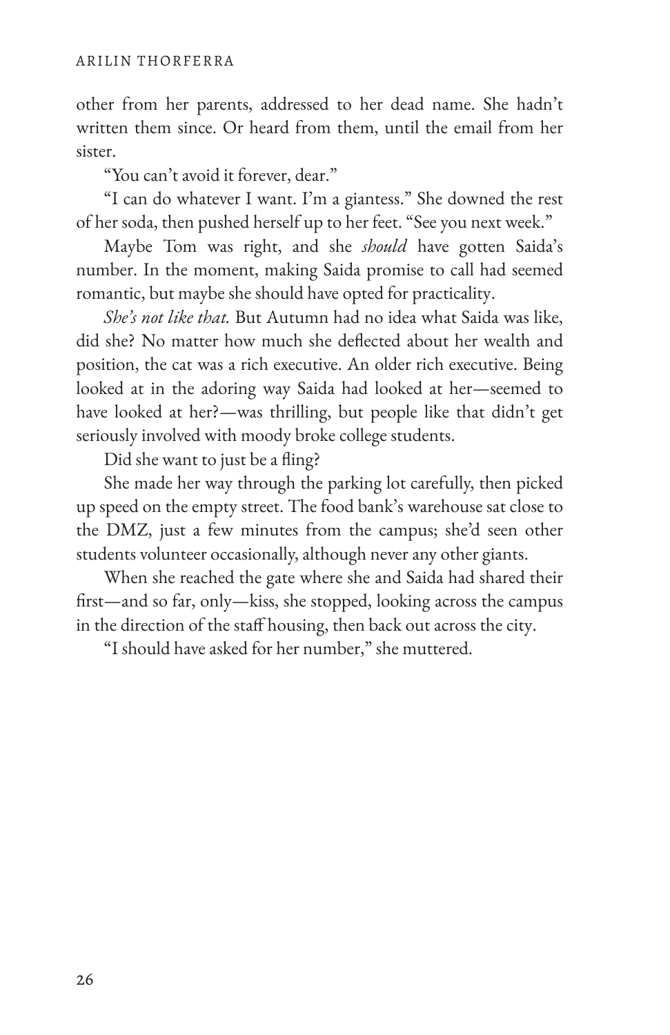other from her parents, addressed to her dead name. She hadn't written them since. Or heard from them, until the email from her sister.

"You can't avoid it forever, dear."

"I can do whatever I want. I'm a giantess." She downed the rest of her soda, then pushed herself up to her feet. "See you next week."

Maybe Tom was right, and she *should* have gotten Saida's number. In the moment, making Saida promise to call had seemed romantic, but maybe she should have opted for practicality.

*She's not like that.* But Autumn had no idea what Saida was like, did she? No matter how much she deflected about her wealth and position, the cat was a rich executive. An older rich executive. Being looked at in the adoring way Saida had looked at her—seemed to have looked at her?—was thrilling, but people like that didn't get seriously involved with moody broke college students.

Did she want to just be a fling?

She made her way through the parking lot carefully, then picked up speed on the empty street. The food bank's warehouse sat close to the DMZ, just a few minutes from the campus; she'd seen other students volunteer occasionally, although never any other giants.

When she reached the gate where she and Saida had shared their first—and so far, only—kiss, she stopped, looking across the campus in the direction of the staff housing, then back out across the city.

"I should have asked for her number," she muttered.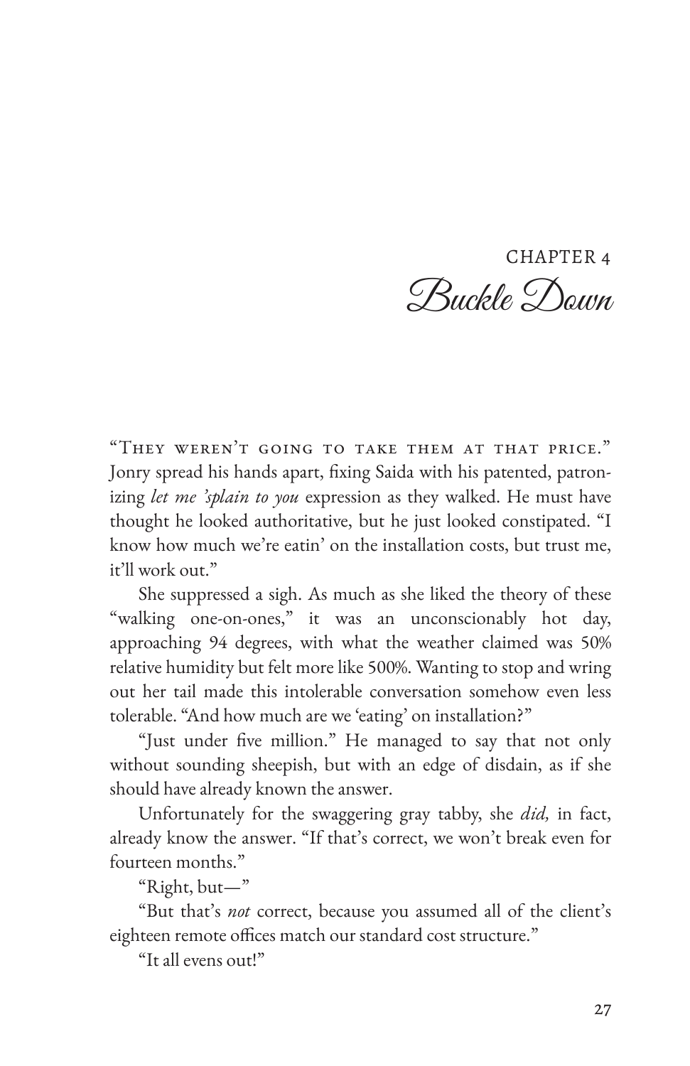# CHAPTER 4
## Buckle Down

"They weren't going to take them at that price." Jonry spread his hands apart, fixing Saida with his patented, patronizing *let me 'splain to you* expression as they walked. He must have thought he looked authoritative, but he just looked constipated. "I know how much we're eatin' on the installation costs, but trust me, it'll work out."

She suppressed a sigh. As much as she liked the theory of these "walking one-on-ones," it was an unconscionably hot day, approaching 94 degrees, with what the weather claimed was 50% relative humidity but felt more like 500%. Wanting to stop and wring out her tail made this intolerable conversation somehow even less tolerable. "And how much are we 'eating' on installation?"

"Just under five million." He managed to say that not only without sounding sheepish, but with an edge of disdain, as if she should have already known the answer.

Unfortunately for the swaggering gray tabby, she *did,* in fact, already know the answer. "If that's correct, we won't break even for fourteen months."

"Right, but—"

"But that's *not* correct, because you assumed all of the client's eighteen remote offices match our standard cost structure."

"It all evens out!"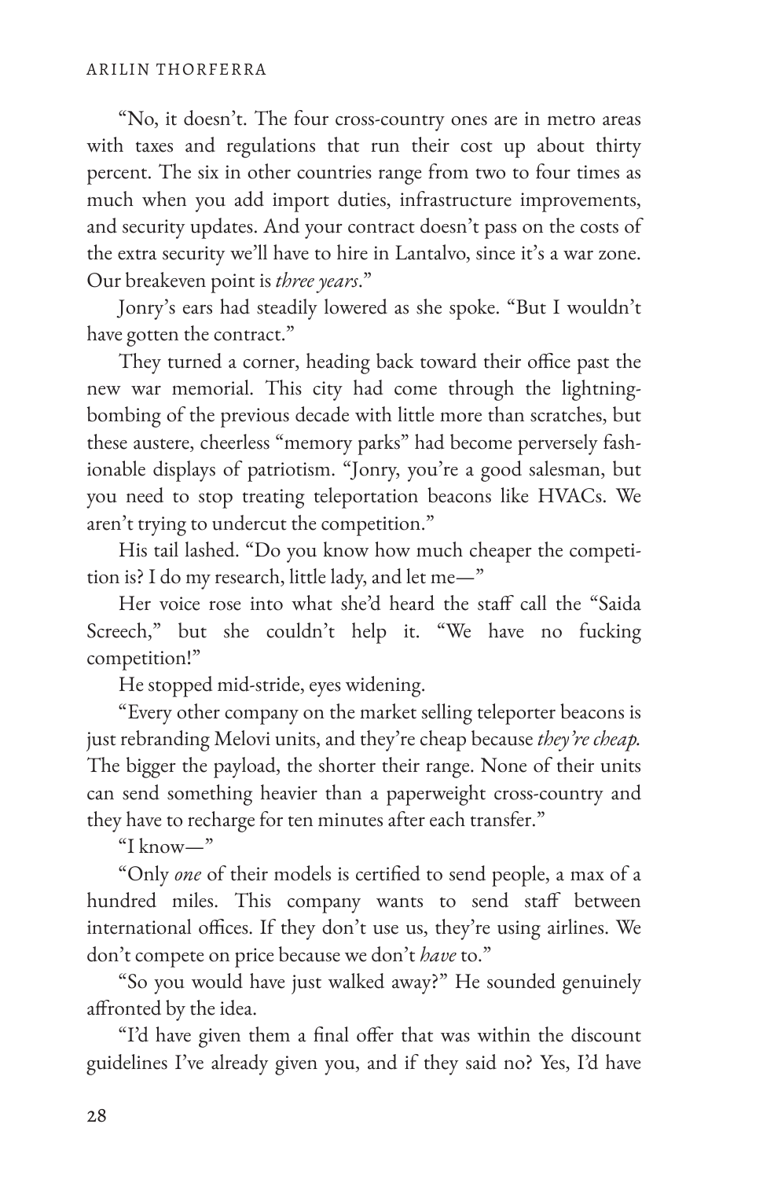"No, it doesn't. The four cross-country ones are in metro areas with taxes and regulations that run their cost up about thirty percent. The six in other countries range from two to four times as much when you add import duties, infrastructure improvements, and security updates. And your contract doesn't pass on the costs of the extra security we'll have to hire in Lantalvo, since it's a war zone. Our breakeven point is *three years*."

Jonry's ears had steadily lowered as she spoke. "But I wouldn't have gotten the contract."

They turned a corner, heading back toward their office past the new war memorial. This city had come through the lightning-bombing of the previous decade with little more than scratches, but these austere, cheerless "memory parks" had become perversely fashionable displays of patriotism. "Jonry, you're a good salesman, but you need to stop treating teleportation beacons like HVACs. We aren't trying to undercut the competition."

His tail lashed. "Do you know how much cheaper the competition is? I do my research, little lady, and let me—"

Her voice rose into what she'd heard the staff call the "Saida Screech," but she couldn't help it. "We have no fucking competition!"

He stopped mid-stride, eyes widening.

"Every other company on the market selling teleporter beacons is just rebranding Melovi units, and they're cheap because *they're cheap.* The bigger the payload, the shorter their range. None of their units can send something heavier than a paperweight cross-country and they have to recharge for ten minutes after each transfer."

"I know—"

"Only *one* of their models is certified to send people, a max of a hundred miles. This company wants to send staff between international offices. If they don't use us, they're using airlines. We don't compete on price because we don't *have* to."

"So you would have just walked away?" He sounded genuinely affronted by the idea.

"I'd have given them a final offer that was within the discount guidelines I've already given you, and if they said no? Yes, I'd have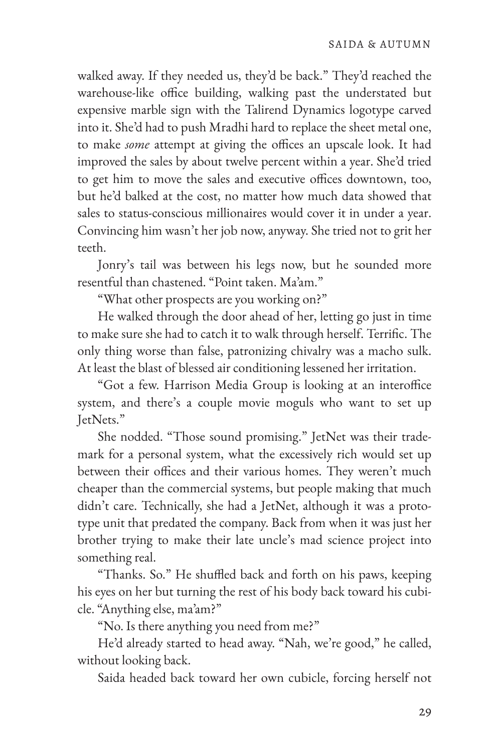walked away. If they needed us, they'd be back." They'd reached the warehouse-like office building, walking past the understated but expensive marble sign with the Talirend Dynamics logotype carved into it. She'd had to push Mradhi hard to replace the sheet metal one, to make *some* attempt at giving the offices an upscale look. It had improved the sales by about twelve percent within a year. She'd tried to get him to move the sales and executive offices downtown, too, but he'd balked at the cost, no matter how much data showed that sales to status-conscious millionaires would cover it in under a year. Convincing him wasn't her job now, anyway. She tried not to grit her teeth.

Jonry's tail was between his legs now, but he sounded more resentful than chastened. "Point taken. Ma'am."

"What other prospects are you working on?"

He walked through the door ahead of her, letting go just in time to make sure she had to catch it to walk through herself. Terrific. The only thing worse than false, patronizing chivalry was a macho sulk. At least the blast of blessed air conditioning lessened her irritation.

"Got a few. Harrison Media Group is looking at an interoffice system, and there's a couple movie moguls who want to set up JetNets."

She nodded. "Those sound promising." JetNet was their trademark for a personal system, what the excessively rich would set up between their offices and their various homes. They weren't much cheaper than the commercial systems, but people making that much didn't care. Technically, she had a JetNet, although it was a prototype unit that predated the company. Back from when it was just her brother trying to make their late uncle's mad science project into something real.

"Thanks. So." He shuffled back and forth on his paws, keeping his eyes on her but turning the rest of his body back toward his cubicle. "Anything else, ma'am?"

"No. Is there anything you need from me?"

He'd already started to head away. "Nah, we're good," he called, without looking back.

Saida headed back toward her own cubicle, forcing herself not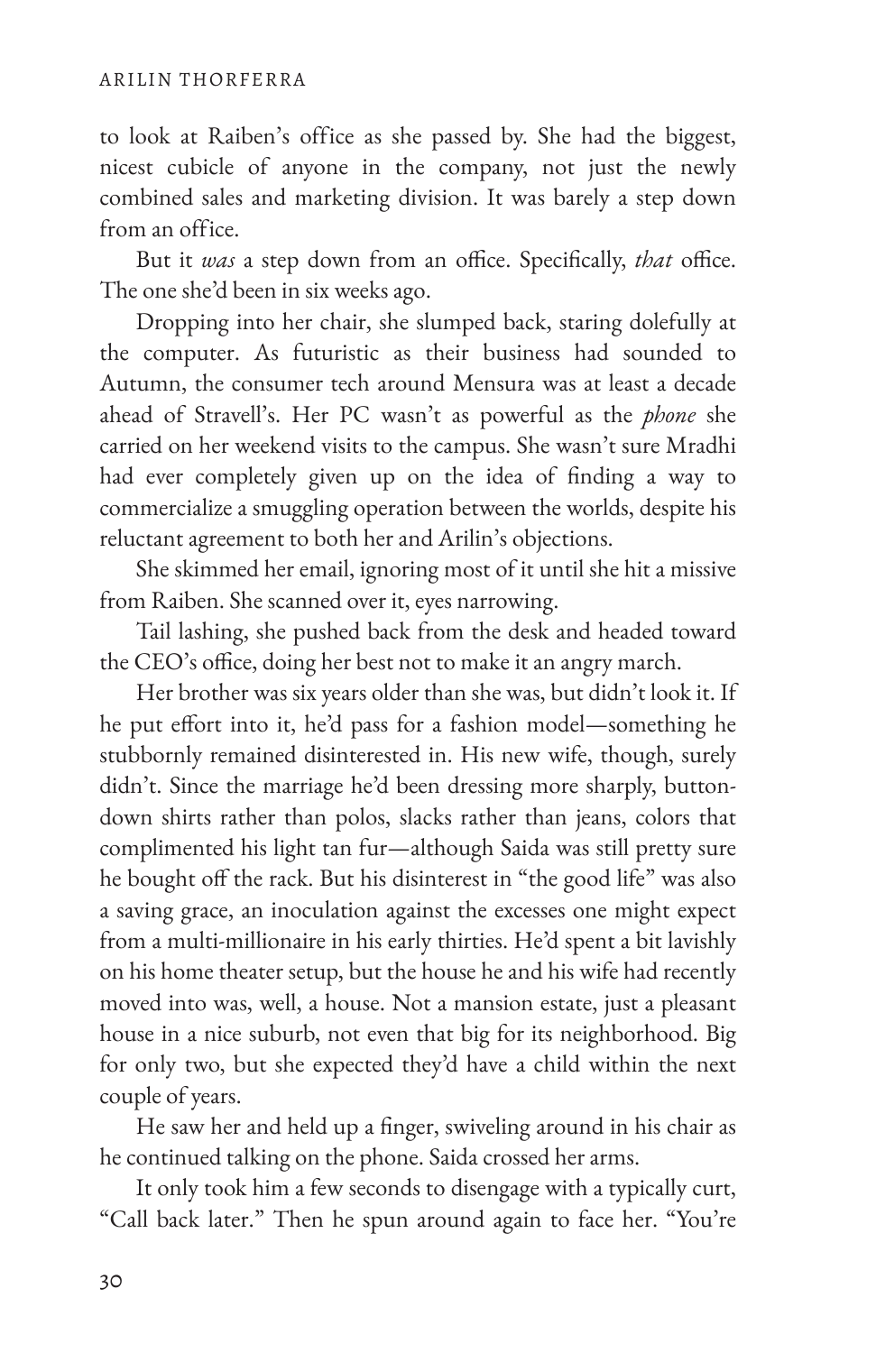to look at Raiben's office as she passed by. She had the biggest, nicest cubicle of anyone in the company, not just the newly combined sales and marketing division. It was barely a step down from an office.

But it *was* a step down from an office. Specifically, *that* office. The one she'd been in six weeks ago.

Dropping into her chair, she slumped back, staring dolefully at the computer. As futuristic as their business had sounded to Autumn, the consumer tech around Mensura was at least a decade ahead of Stravell's. Her PC wasn't as powerful as the *phone* she carried on her weekend visits to the campus. She wasn't sure Mradhi had ever completely given up on the idea of finding a way to commercialize a smuggling operation between the worlds, despite his reluctant agreement to both her and Arilin's objections.

She skimmed her email, ignoring most of it until she hit a missive from Raiben. She scanned over it, eyes narrowing.

Tail lashing, she pushed back from the desk and headed toward the CEO's office, doing her best not to make it an angry march.

Her brother was six years older than she was, but didn't look it. If he put effort into it, he'd pass for a fashion model—something he stubbornly remained disinterested in. His new wife, though, surely didn't. Since the marriage he'd been dressing more sharply, button-down shirts rather than polos, slacks rather than jeans, colors that complimented his light tan fur—although Saida was still pretty sure he bought off the rack. But his disinterest in "the good life" was also a saving grace, an inoculation against the excesses one might expect from a multi-millionaire in his early thirties. He'd spent a bit lavishly on his home theater setup, but the house he and his wife had recently moved into was, well, a house. Not a mansion estate, just a pleasant house in a nice suburb, not even that big for its neighborhood. Big for only two, but she expected they'd have a child within the next couple of years.

He saw her and held up a finger, swiveling around in his chair as he continued talking on the phone. Saida crossed her arms.

It only took him a few seconds to disengage with a typically curt, "Call back later." Then he spun around again to face her. "You're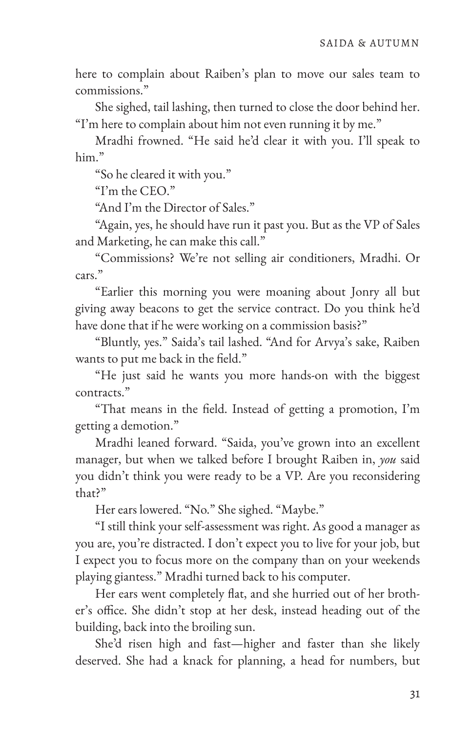here to complain about Raiben's plan to move our sales team to commissions."

She sighed, tail lashing, then turned to close the door behind her. "I'm here to complain about him not even running it by me."

Mradhi frowned. "He said he'd clear it with you. I'll speak to him."

"So he cleared it with you."

"I'm the CEO."

"And I'm the Director of Sales."

"Again, yes, he should have run it past you. But as the VP of Sales and Marketing, he can make this call."

"Commissions? We're not selling air conditioners, Mradhi. Or cars."

"Earlier this morning you were moaning about Jonry all but giving away beacons to get the service contract. Do you think he'd have done that if he were working on a commission basis?"

"Bluntly, yes." Saida's tail lashed. "And for Arvya's sake, Raiben wants to put me back in the field."

"He just said he wants you more hands-on with the biggest contracts."

"That means in the field. Instead of getting a promotion, I'm getting a demotion."

Mradhi leaned forward. "Saida, you've grown into an excellent manager, but when we talked before I brought Raiben in, *you* said you didn't think you were ready to be a VP. Are you reconsidering that?"

Her ears lowered. "No." She sighed. "Maybe."

"I still think your self-assessment was right. As good a manager as you are, you're distracted. I don't expect you to live for your job, but I expect you to focus more on the company than on your weekends playing giantess." Mradhi turned back to his computer.

Her ears went completely flat, and she hurried out of her brother's office. She didn't stop at her desk, instead heading out of the building, back into the broiling sun.

She'd risen high and fast—higher and faster than she likely deserved. She had a knack for planning, a head for numbers, but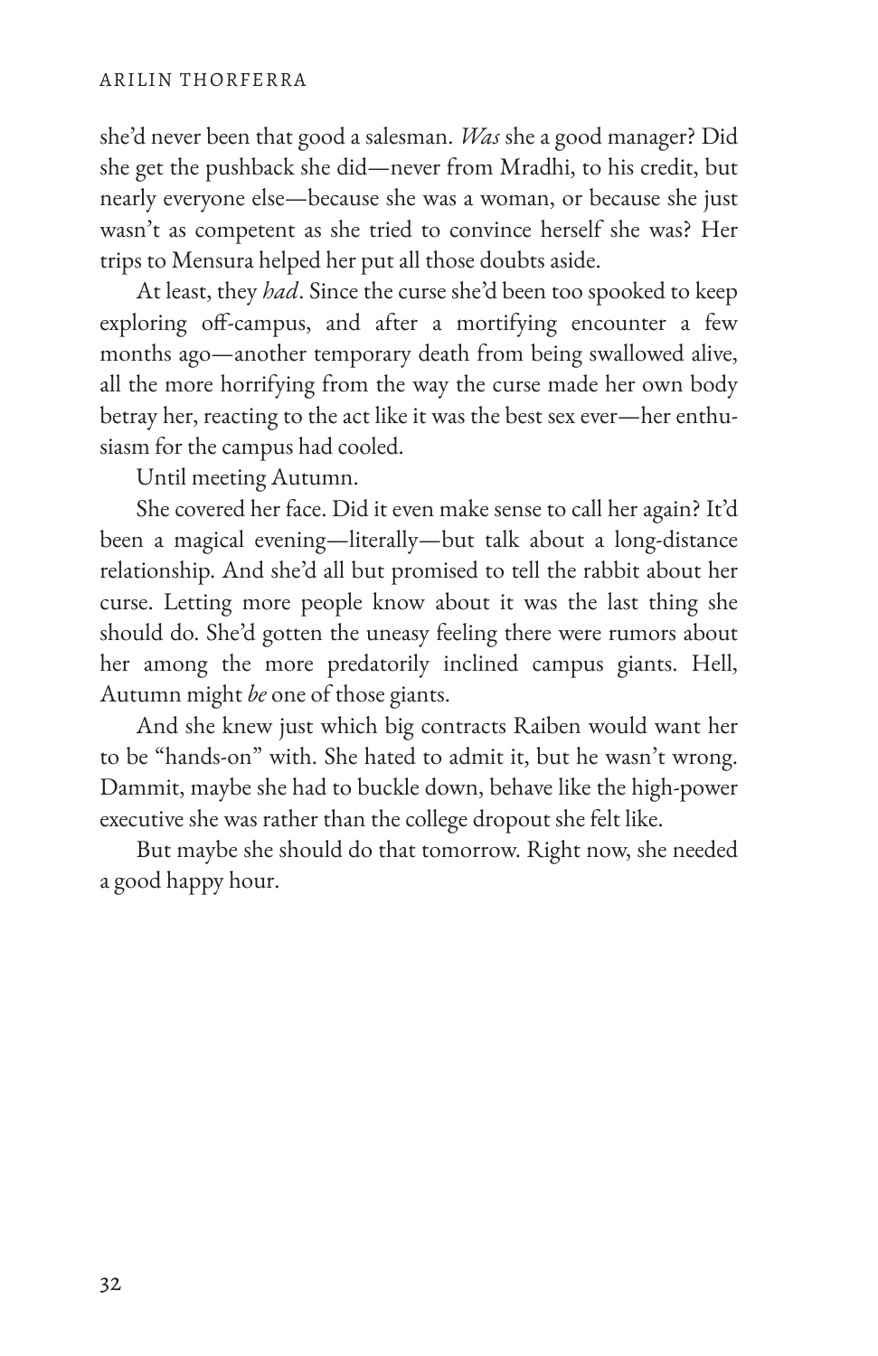she'd never been that good a salesman. *Was* she a good manager? Did she get the pushback she did—never from Mradhi, to his credit, but nearly everyone else—because she was a woman, or because she just wasn't as competent as she tried to convince herself she was? Her trips to Mensura helped her put all those doubts aside.

At least, they *had*. Since the curse she'd been too spooked to keep exploring off-campus, and after a mortifying encounter a few months ago—another temporary death from being swallowed alive, all the more horrifying from the way the curse made her own body betray her, reacting to the act like it was the best sex ever—her enthusiasm for the campus had cooled.

Until meeting Autumn.

She covered her face. Did it even make sense to call her again? It'd been a magical evening—literally—but talk about a long-distance relationship. And she'd all but promised to tell the rabbit about her curse. Letting more people know about it was the last thing she should do. She'd gotten the uneasy feeling there were rumors about her among the more predatorily inclined campus giants. Hell, Autumn might *be* one of those giants.

And she knew just which big contracts Raiben would want her to be "hands-on" with. She hated to admit it, but he wasn't wrong. Dammit, maybe she had to buckle down, behave like the high-power executive she was rather than the college dropout she felt like.

But maybe she should do that tomorrow. Right now, she needed a good happy hour.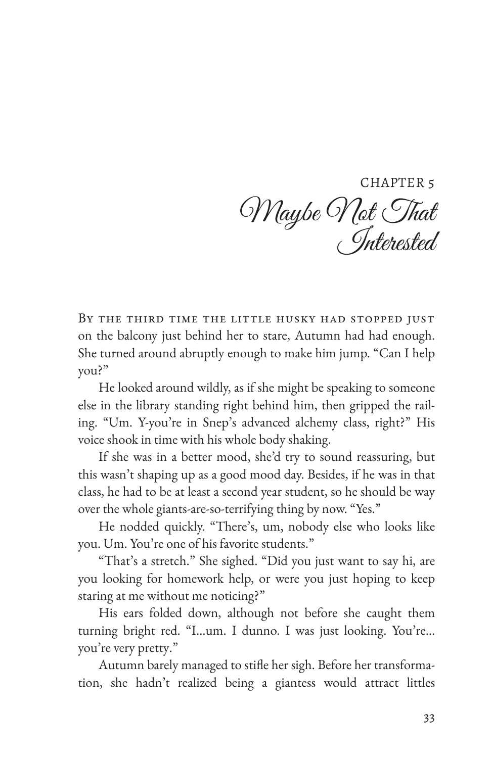# CHAPTER 5
## Maybe Not That Interested

By the third time the little husky had stopped just on the balcony just behind her to stare, Autumn had had enough. She turned around abruptly enough to make him jump. "Can I help you?"

He looked around wildly, as if she might be speaking to someone else in the library standing right behind him, then gripped the railing. "Um. Y-you're in Snep's advanced alchemy class, right?" His voice shook in time with his whole body shaking.

If she was in a better mood, she'd try to sound reassuring, but this wasn't shaping up as a good mood day. Besides, if he was in that class, he had to be at least a second year student, so he should be way over the whole giants-are-so-terrifying thing by now. "Yes."

He nodded quickly. "There's, um, nobody else who looks like you. Um. You're one of his favorite students."

"That's a stretch." She sighed. "Did you just want to say hi, are you looking for homework help, or were you just hoping to keep staring at me without me noticing?"

His ears folded down, although not before she caught them turning bright red. "I...um. I dunno. I was just looking. You're... you're very pretty."

Autumn barely managed to stifle her sigh. Before her transformation, she hadn't realized being a giantess would attract littles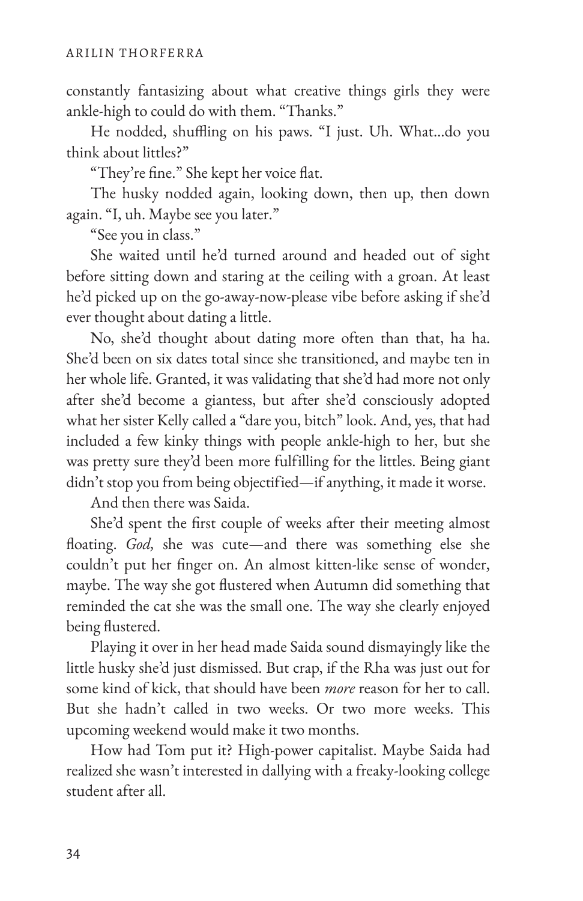constantly fantasizing about what creative things girls they were ankle-high to could do with them. "Thanks."

He nodded, shuffling on his paws. "I just. Uh. What...do you think about littles?"

"They're fine." She kept her voice flat.

The husky nodded again, looking down, then up, then down again. "I, uh. Maybe see you later."

"See you in class."

She waited until he'd turned around and headed out of sight before sitting down and staring at the ceiling with a groan. At least he'd picked up on the go-away-now-please vibe before asking if she'd ever thought about dating a little.

No, she'd thought about dating more often than that, ha ha. She'd been on six dates total since she transitioned, and maybe ten in her whole life. Granted, it was validating that she'd had more not only after she'd become a giantess, but after she'd consciously adopted what her sister Kelly called a "dare you, bitch" look. And, yes, that had included a few kinky things with people ankle-high to her, but she was pretty sure they'd been more fulfilling for the littles. Being giant didn't stop you from being objectified—if anything, it made it worse.

And then there was Saida.

She'd spent the first couple of weeks after their meeting almost floating. *God,* she was cute—and there was something else she couldn't put her finger on. An almost kitten-like sense of wonder, maybe. The way she got flustered when Autumn did something that reminded the cat she was the small one. The way she clearly enjoyed being flustered.

Playing it over in her head made Saida sound dismayingly like the little husky she'd just dismissed. But crap, if the Rha was just out for some kind of kick, that should have been *more* reason for her to call. But she hadn't called in two weeks. Or two more weeks. This upcoming weekend would make it two months.

How had Tom put it? High-power capitalist. Maybe Saida had realized she wasn't interested in dallying with a freaky-looking college student after all.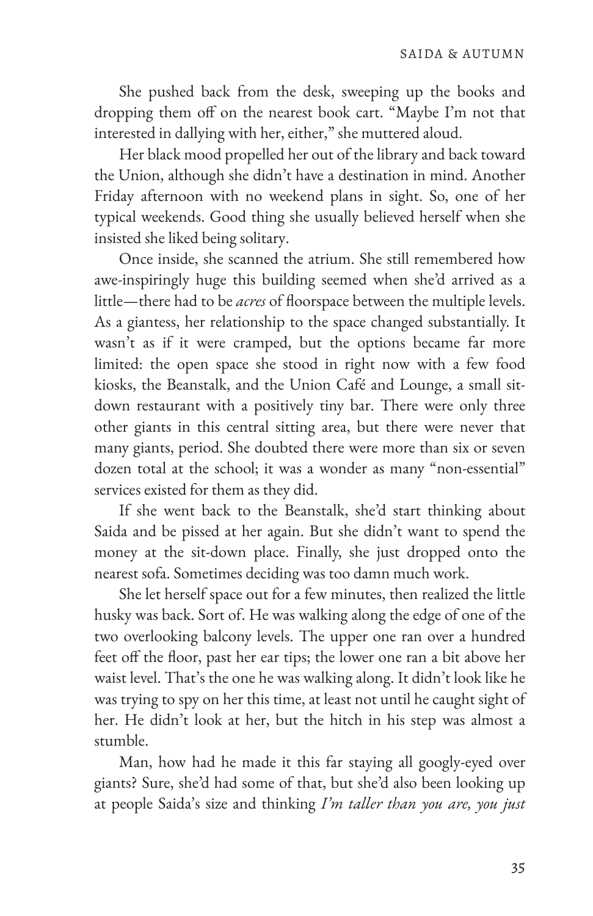She pushed back from the desk, sweeping up the books and dropping them off on the nearest book cart. "Maybe I'm not that interested in dallying with her, either," she muttered aloud.

Her black mood propelled her out of the library and back toward the Union, although she didn't have a destination in mind. Another Friday afternoon with no weekend plans in sight. So, one of her typical weekends. Good thing she usually believed herself when she insisted she liked being solitary.

Once inside, she scanned the atrium. She still remembered how awe-inspiringly huge this building seemed when she'd arrived as a little—there had to be *acres* of floorspace between the multiple levels. As a giantess, her relationship to the space changed substantially. It wasn't as if it were cramped, but the options became far more limited: the open space she stood in right now with a few food kiosks, the Beanstalk, and the Union Café and Lounge, a small sit-down restaurant with a positively tiny bar. There were only three other giants in this central sitting area, but there were never that many giants, period. She doubted there were more than six or seven dozen total at the school; it was a wonder as many "non-essential" services existed for them as they did.

If she went back to the Beanstalk, she'd start thinking about Saida and be pissed at her again. But she didn't want to spend the money at the sit-down place. Finally, she just dropped onto the nearest sofa. Sometimes deciding was too damn much work.

She let herself space out for a few minutes, then realized the little husky was back. Sort of. He was walking along the edge of one of the two overlooking balcony levels. The upper one ran over a hundred feet off the floor, past her ear tips; the lower one ran a bit above her waist level. That's the one he was walking along. It didn't look like he was trying to spy on her this time, at least not until he caught sight of her. He didn't look at her, but the hitch in his step was almost a stumble.

Man, how had he made it this far staying all googly-eyed over giants? Sure, she'd had some of that, but she'd also been looking up at people Saida's size and thinking *I'm taller than you are, you just*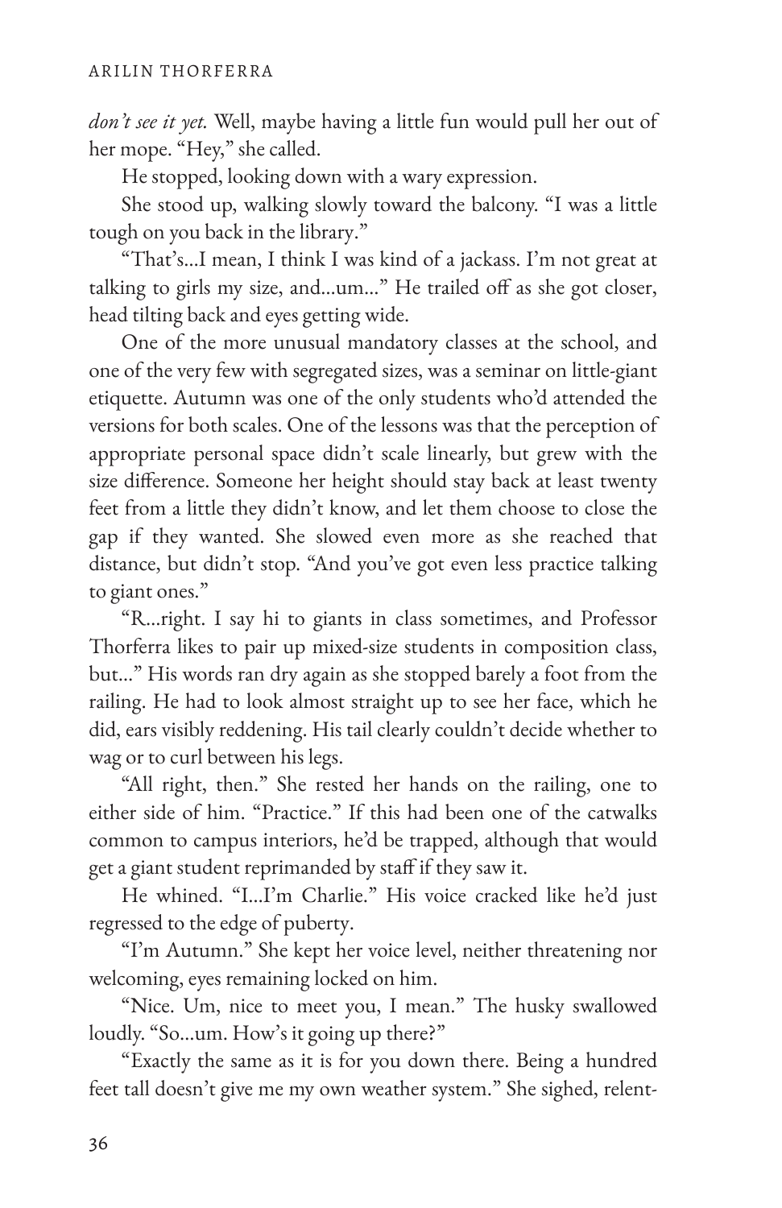*don't see it yet.* Well, maybe having a little fun would pull her out of her mope. "Hey," she called.

He stopped, looking down with a wary expression.

She stood up, walking slowly toward the balcony. "I was a little tough on you back in the library."

"That's...I mean, I think I was kind of a jackass. I'm not great at talking to girls my size, and...um..." He trailed off as she got closer, head tilting back and eyes getting wide.

One of the more unusual mandatory classes at the school, and one of the very few with segregated sizes, was a seminar on little-giant etiquette. Autumn was one of the only students who'd attended the versions for both scales. One of the lessons was that the perception of appropriate personal space didn't scale linearly, but grew with the size difference. Someone her height should stay back at least twenty feet from a little they didn't know, and let them choose to close the gap if they wanted. She slowed even more as she reached that distance, but didn't stop. "And you've got even less practice talking to giant ones."

"R...right. I say hi to giants in class sometimes, and Professor Thorferra likes to pair up mixed-size students in composition class, but..." His words ran dry again as she stopped barely a foot from the railing. He had to look almost straight up to see her face, which he did, ears visibly reddening. His tail clearly couldn't decide whether to wag or to curl between his legs.

"All right, then." She rested her hands on the railing, one to either side of him. "Practice." If this had been one of the catwalks common to campus interiors, he'd be trapped, although that would get a giant student reprimanded by staff if they saw it.

He whined. "I...I'm Charlie." His voice cracked like he'd just regressed to the edge of puberty.

"I'm Autumn." She kept her voice level, neither threatening nor welcoming, eyes remaining locked on him.

"Nice. Um, nice to meet you, I mean." The husky swallowed loudly. "So...um. How's it going up there?"

"Exactly the same as it is for you down there. Being a hundred feet tall doesn't give me my own weather system." She sighed, relent-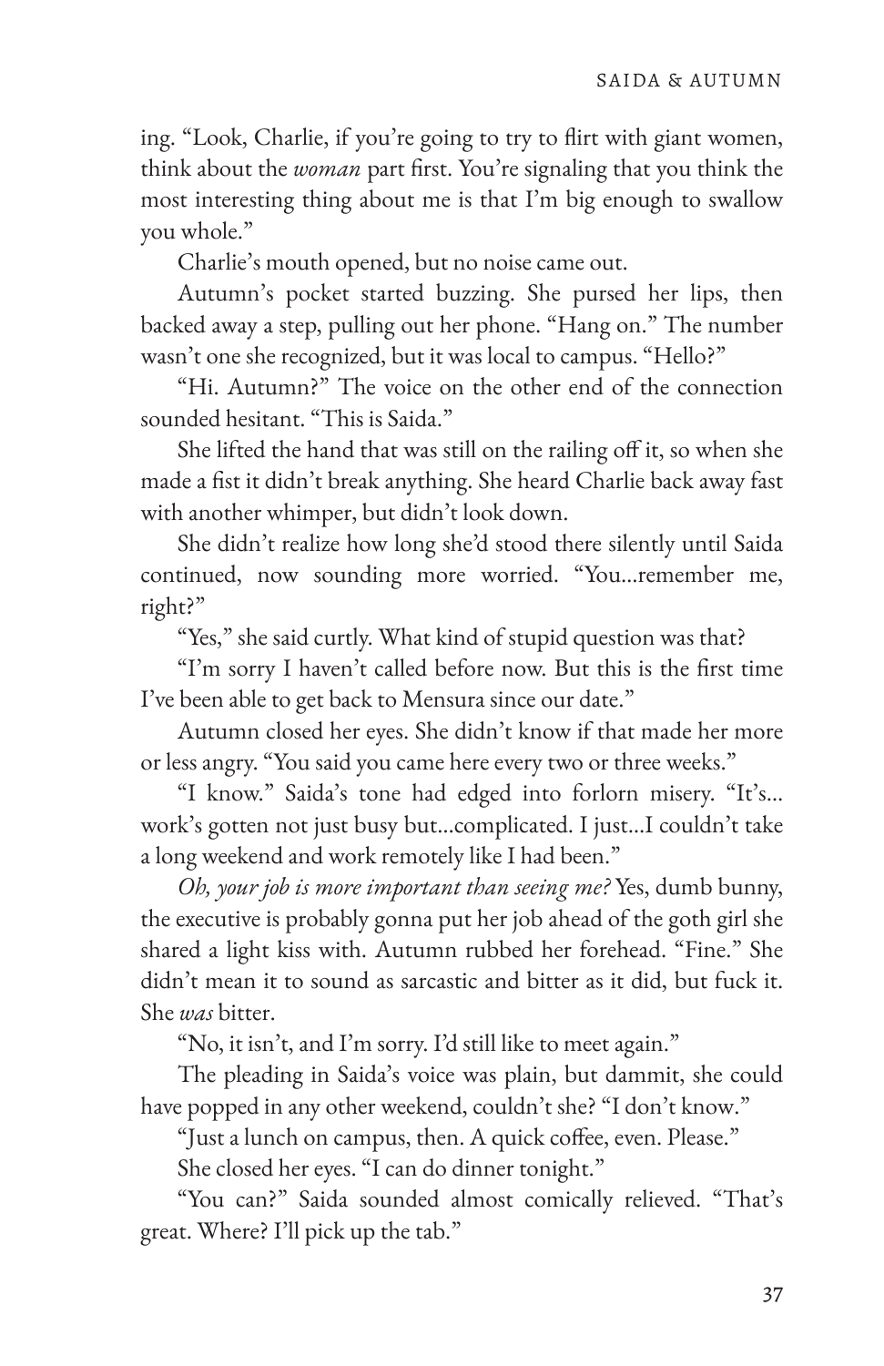ing. "Look, Charlie, if you're going to try to flirt with giant women, think about the *woman* part first. You're signaling that you think the most interesting thing about me is that I'm big enough to swallow you whole."

Charlie's mouth opened, but no noise came out.

Autumn's pocket started buzzing. She pursed her lips, then backed away a step, pulling out her phone. "Hang on." The number wasn't one she recognized, but it was local to campus. "Hello?"

"Hi. Autumn?" The voice on the other end of the connection sounded hesitant. "This is Saida."

She lifted the hand that was still on the railing off it, so when she made a fist it didn't break anything. She heard Charlie back away fast with another whimper, but didn't look down.

She didn't realize how long she'd stood there silently until Saida continued, now sounding more worried. "You...remember me, right?"

"Yes," she said curtly. What kind of stupid question was that?

"I'm sorry I haven't called before now. But this is the first time I've been able to get back to Mensura since our date."

Autumn closed her eyes. She didn't know if that made her more or less angry. "You said you came here every two or three weeks."

"I know." Saida's tone had edged into forlorn misery. "It's... work's gotten not just busy but...complicated. I just...I couldn't take a long weekend and work remotely like I had been."

*Oh, your job is more important than seeing me?* Yes, dumb bunny, the executive is probably gonna put her job ahead of the goth girl she shared a light kiss with. Autumn rubbed her forehead. "Fine." She didn't mean it to sound as sarcastic and bitter as it did, but fuck it. She *was* bitter.

"No, it isn't, and I'm sorry. I'd still like to meet again."

The pleading in Saida's voice was plain, but dammit, she could have popped in any other weekend, couldn't she? "I don't know."

"Just a lunch on campus, then. A quick coffee, even. Please."

She closed her eyes. "I can do dinner tonight."

"You can?" Saida sounded almost comically relieved. "That's great. Where? I'll pick up the tab."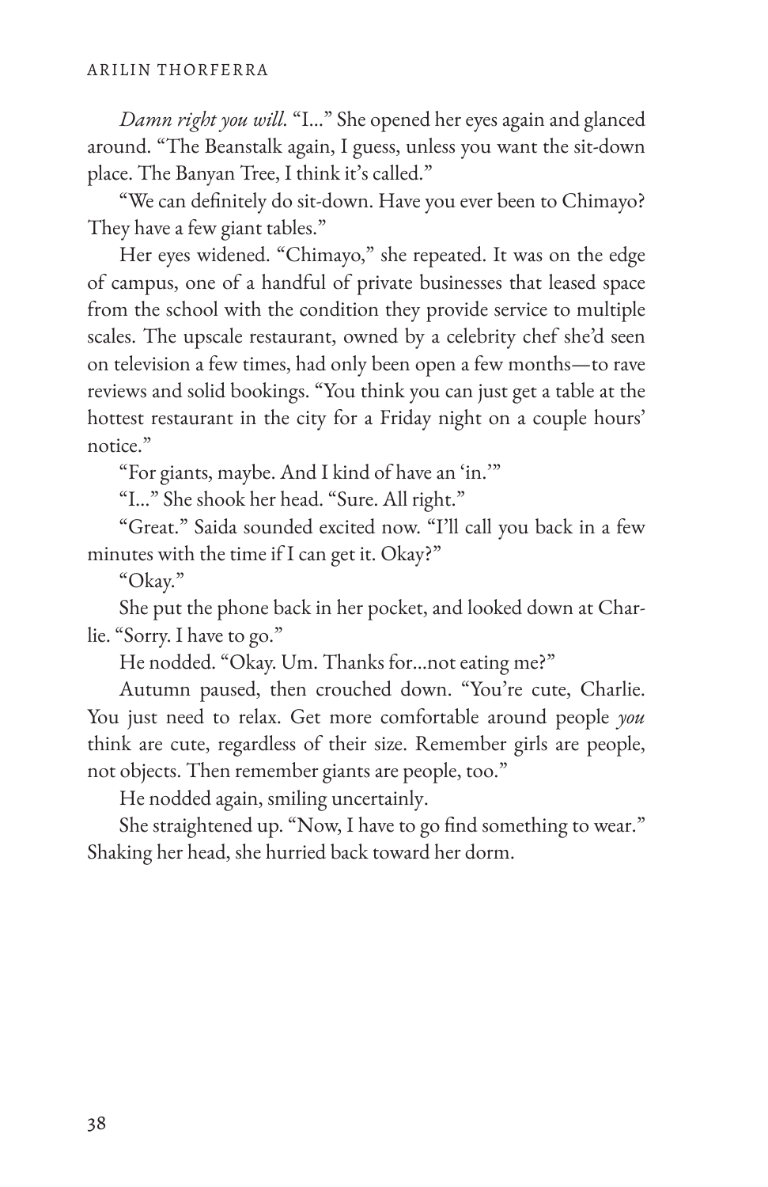*Damn right you will.* "I..." She opened her eyes again and glanced around. "The Beanstalk again, I guess, unless you want the sit-down place. The Banyan Tree, I think it's called."

"We can definitely do sit-down. Have you ever been to Chimayo? They have a few giant tables."

Her eyes widened. "Chimayo," she repeated. It was on the edge of campus, one of a handful of private businesses that leased space from the school with the condition they provide service to multiple scales. The upscale restaurant, owned by a celebrity chef she'd seen on television a few times, had only been open a few months—to rave reviews and solid bookings. "You think you can just get a table at the hottest restaurant in the city for a Friday night on a couple hours' notice."

"For giants, maybe. And I kind of have an 'in.'"

"I..." She shook her head. "Sure. All right."

"Great." Saida sounded excited now. "I'll call you back in a few minutes with the time if I can get it. Okay?"

"Okay."

She put the phone back in her pocket, and looked down at Charlie. "Sorry. I have to go."

He nodded. "Okay. Um. Thanks for...not eating me?"

Autumn paused, then crouched down. "You're cute, Charlie. You just need to relax. Get more comfortable around people *you* think are cute, regardless of their size. Remember girls are people, not objects. Then remember giants are people, too."

He nodded again, smiling uncertainly.

She straightened up. "Now, I have to go find something to wear." Shaking her head, she hurried back toward her dorm.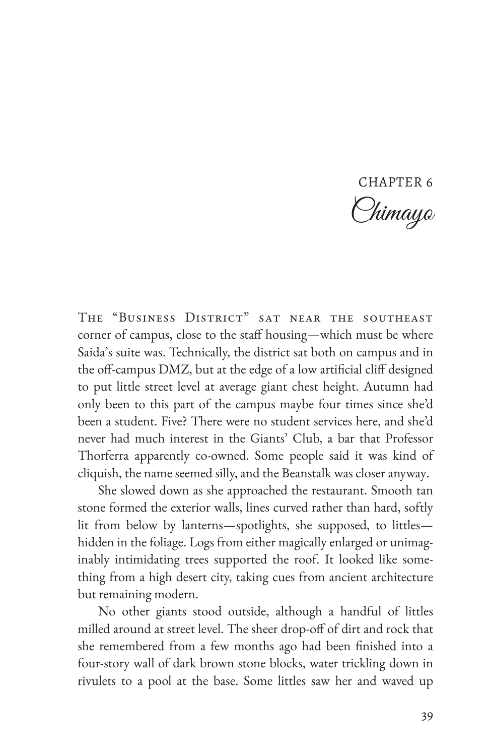# CHAPTER 6
## Chimayo

The "Business District" sat near the southeast corner of campus, close to the staff housing—which must be where Saida's suite was. Technically, the district sat both on campus and in the off-campus DMZ, but at the edge of a low artificial cliff designed to put little street level at average giant chest height. Autumn had only been to this part of the campus maybe four times since she'd been a student. Five? There were no student services here, and she'd never had much interest in the Giants' Club, a bar that Professor Thorferra apparently co-owned. Some people said it was kind of cliquish, the name seemed silly, and the Beanstalk was closer anyway.

She slowed down as she approached the restaurant. Smooth tan stone formed the exterior walls, lines curved rather than hard, softly lit from below by lanterns—spotlights, she supposed, to littles—hidden in the foliage. Logs from either magically enlarged or unimaginably intimidating trees supported the roof. It looked like something from a high desert city, taking cues from ancient architecture but remaining modern.

No other giants stood outside, although a handful of littles milled around at street level. The sheer drop-off of dirt and rock that she remembered from a few months ago had been finished into a four-story wall of dark brown stone blocks, water trickling down in rivulets to a pool at the base. Some littles saw her and waved up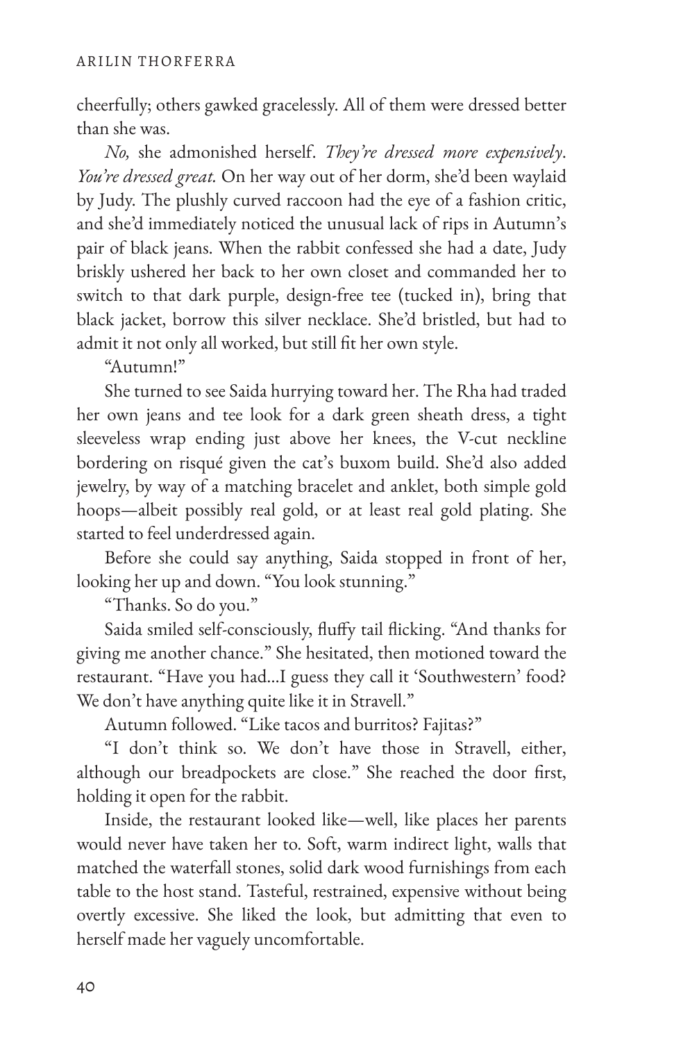cheerfully; others gawked gracelessly. All of them were dressed better than she was.

*No,* she admonished herself. *They're dressed more expensively. You're dressed great.* On her way out of her dorm, she'd been waylaid by Judy. The plushly curved raccoon had the eye of a fashion critic, and she'd immediately noticed the unusual lack of rips in Autumn's pair of black jeans. When the rabbit confessed she had a date, Judy briskly ushered her back to her own closet and commanded her to switch to that dark purple, design-free tee (tucked in), bring that black jacket, borrow this silver necklace. She'd bristled, but had to admit it not only all worked, but still fit her own style.

"Autumn!"

She turned to see Saida hurrying toward her. The Rha had traded her own jeans and tee look for a dark green sheath dress, a tight sleeveless wrap ending just above her knees, the V-cut neckline bordering on risqué given the cat's buxom build. She'd also added jewelry, by way of a matching bracelet and anklet, both simple gold hoops—albeit possibly real gold, or at least real gold plating. She started to feel underdressed again.

Before she could say anything, Saida stopped in front of her, looking her up and down. "You look stunning."

"Thanks. So do you."

Saida smiled self-consciously, fluffy tail flicking. "And thanks for giving me another chance." She hesitated, then motioned toward the restaurant. "Have you had...I guess they call it 'Southwestern' food? We don't have anything quite like it in Stravell."

Autumn followed. "Like tacos and burritos? Fajitas?"

"I don't think so. We don't have those in Stravell, either, although our breadpockets are close." She reached the door first, holding it open for the rabbit.

Inside, the restaurant looked like—well, like places her parents would never have taken her to. Soft, warm indirect light, walls that matched the waterfall stones, solid dark wood furnishings from each table to the host stand. Tasteful, restrained, expensive without being overtly excessive. She liked the look, but admitting that even to herself made her vaguely uncomfortable.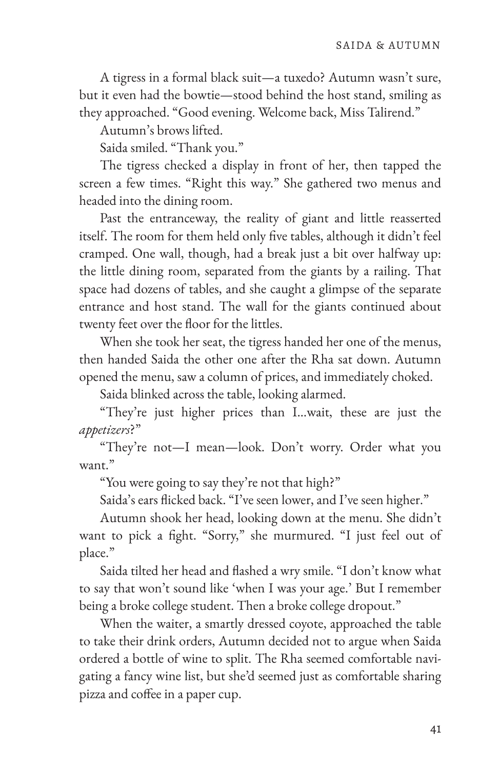A tigress in a formal black suit—a tuxedo? Autumn wasn't sure, but it even had the bowtie—stood behind the host stand, smiling as they approached. "Good evening. Welcome back, Miss Talirend."

Autumn's brows lifted.

Saida smiled. "Thank you."

The tigress checked a display in front of her, then tapped the screen a few times. "Right this way." She gathered two menus and headed into the dining room.

Past the entranceway, the reality of giant and little reasserted itself. The room for them held only five tables, although it didn't feel cramped. One wall, though, had a break just a bit over halfway up: the little dining room, separated from the giants by a railing. That space had dozens of tables, and she caught a glimpse of the separate entrance and host stand. The wall for the giants continued about twenty feet over the floor for the littles.

When she took her seat, the tigress handed her one of the menus, then handed Saida the other one after the Rha sat down. Autumn opened the menu, saw a column of prices, and immediately choked.

Saida blinked across the table, looking alarmed.

"They're just higher prices than I...wait, these are just the *appetizers*?"

"They're not—I mean—look. Don't worry. Order what you want."

"You were going to say they're not that high?"

Saida's ears flicked back. "I've seen lower, and I've seen higher."

Autumn shook her head, looking down at the menu. She didn't want to pick a fight. "Sorry," she murmured. "I just feel out of place."

Saida tilted her head and flashed a wry smile. "I don't know what to say that won't sound like 'when I was your age.' But I remember being a broke college student. Then a broke college dropout."

When the waiter, a smartly dressed coyote, approached the table to take their drink orders, Autumn decided not to argue when Saida ordered a bottle of wine to split. The Rha seemed comfortable navigating a fancy wine list, but she'd seemed just as comfortable sharing pizza and coffee in a paper cup.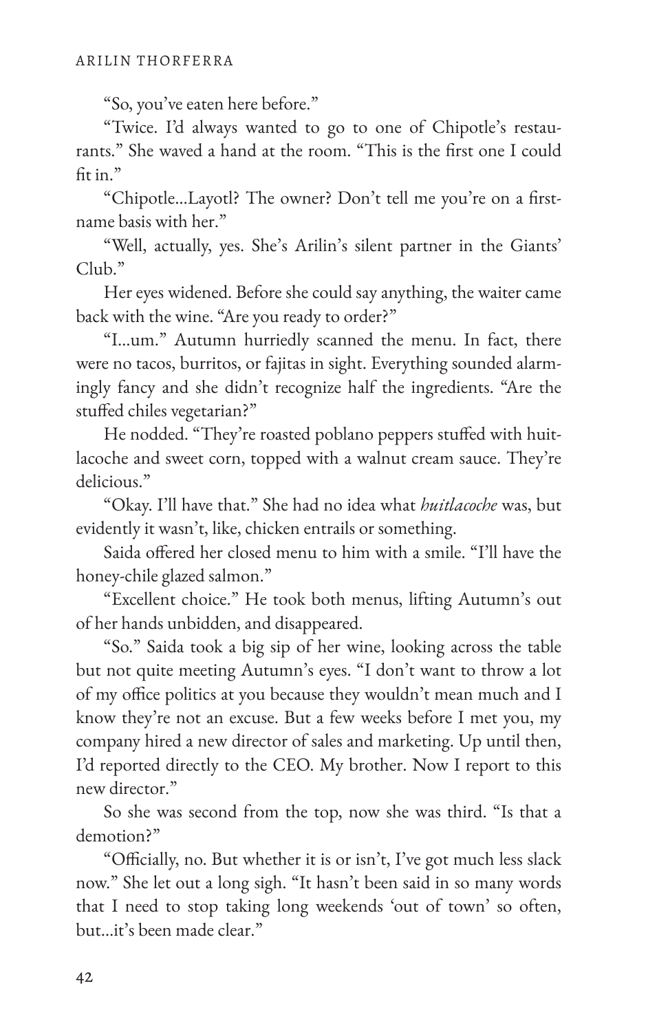"So, you've eaten here before."

"Twice. I'd always wanted to go to one of Chipotle's restaurants." She waved a hand at the room. "This is the first one I could fit in."

"Chipotle...Layotl? The owner? Don't tell me you're on a first-name basis with her."

"Well, actually, yes. She's Arilin's silent partner in the Giants' Club."

Her eyes widened. Before she could say anything, the waiter came back with the wine. "Are you ready to order?"

"I...um." Autumn hurriedly scanned the menu. In fact, there were no tacos, burritos, or fajitas in sight. Everything sounded alarmingly fancy and she didn't recognize half the ingredients. "Are the stuffed chiles vegetarian?"

He nodded. "They're roasted poblano peppers stuffed with huitlacoche and sweet corn, topped with a walnut cream sauce. They're delicious."

"Okay. I'll have that." She had no idea what *huitlacoche* was, but evidently it wasn't, like, chicken entrails or something.

Saida offered her closed menu to him with a smile. "I'll have the honey-chile glazed salmon."

"Excellent choice." He took both menus, lifting Autumn's out of her hands unbidden, and disappeared.

"So." Saida took a big sip of her wine, looking across the table but not quite meeting Autumn's eyes. "I don't want to throw a lot of my office politics at you because they wouldn't mean much and I know they're not an excuse. But a few weeks before I met you, my company hired a new director of sales and marketing. Up until then, I'd reported directly to the CEO. My brother. Now I report to this new director."

So she was second from the top, now she was third. "Is that a demotion?"

"Officially, no. But whether it is or isn't, I've got much less slack now." She let out a long sigh. "It hasn't been said in so many words that I need to stop taking long weekends 'out of town' so often, but...it's been made clear."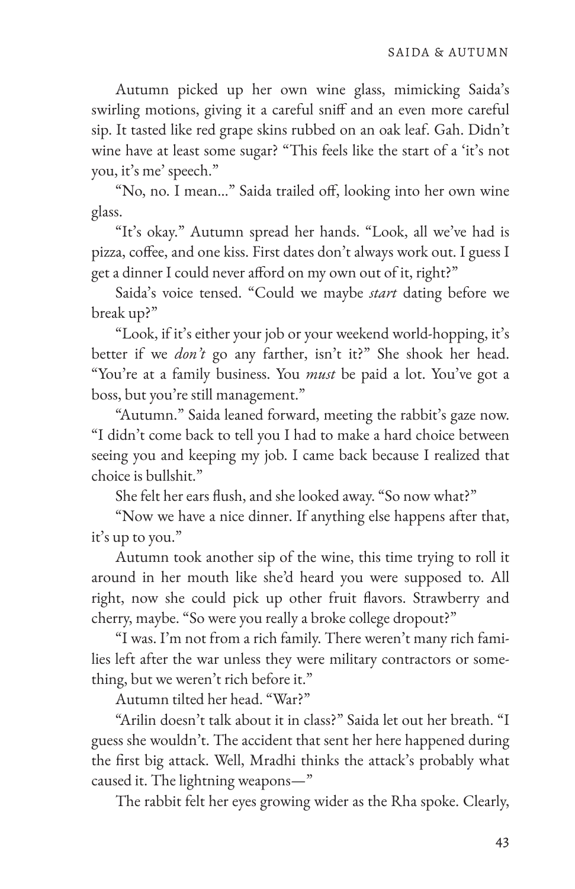Autumn picked up her own wine glass, mimicking Saida's swirling motions, giving it a careful sniff and an even more careful sip. It tasted like red grape skins rubbed on an oak leaf. Gah. Didn't wine have at least some sugar? "This feels like the start of a 'it's not you, it's me' speech."

"No, no. I mean..." Saida trailed off, looking into her own wine glass.

"It's okay." Autumn spread her hands. "Look, all we've had is pizza, coffee, and one kiss. First dates don't always work out. I guess I get a dinner I could never afford on my own out of it, right?"

Saida's voice tensed. "Could we maybe *start* dating before we break up?"

"Look, if it's either your job or your weekend world-hopping, it's better if we *don't* go any farther, isn't it?" She shook her head. "You're at a family business. You *must* be paid a lot. You've got a boss, but you're still management."

"Autumn." Saida leaned forward, meeting the rabbit's gaze now. "I didn't come back to tell you I had to make a hard choice between seeing you and keeping my job. I came back because I realized that choice is bullshit."

She felt her ears flush, and she looked away. "So now what?"

"Now we have a nice dinner. If anything else happens after that, it's up to you."

Autumn took another sip of the wine, this time trying to roll it around in her mouth like she'd heard you were supposed to. All right, now she could pick up other fruit flavors. Strawberry and cherry, maybe. "So were you really a broke college dropout?"

"I was. I'm not from a rich family. There weren't many rich families left after the war unless they were military contractors or something, but we weren't rich before it."

Autumn tilted her head. "War?"

"Arilin doesn't talk about it in class?" Saida let out her breath. "I guess she wouldn't. The accident that sent her here happened during the first big attack. Well, Mradhi thinks the attack's probably what caused it. The lightning weapons—"

The rabbit felt her eyes growing wider as the Rha spoke. Clearly,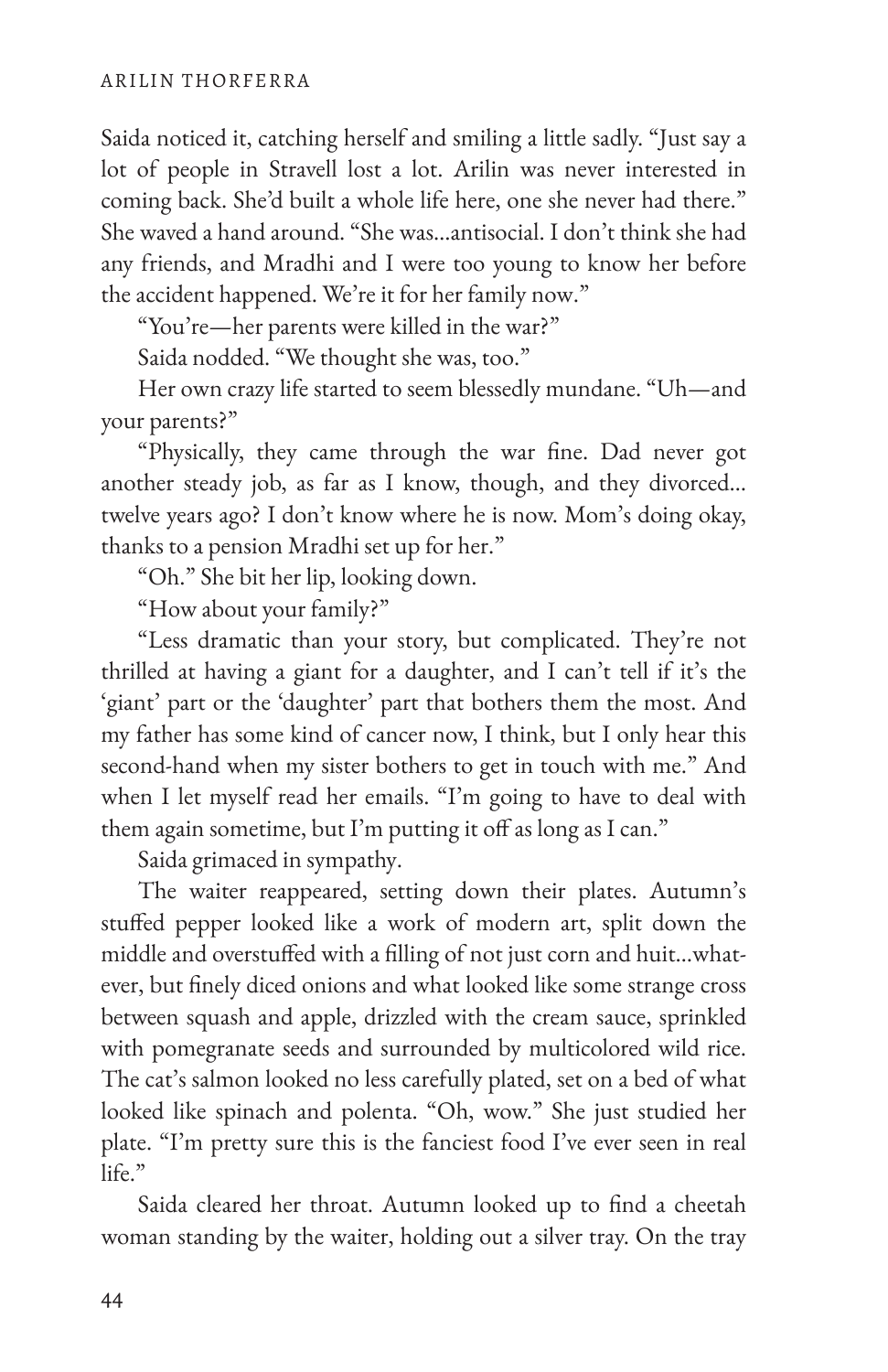Saida noticed it, catching herself and smiling a little sadly. "Just say a lot of people in Stravell lost a lot. Arilin was never interested in coming back. She'd built a whole life here, one she never had there." She waved a hand around. "She was...antisocial. I don't think she had any friends, and Mradhi and I were too young to know her before the accident happened. We're it for her family now."

"You're—her parents were killed in the war?"

Saida nodded. "We thought she was, too."

Her own crazy life started to seem blessedly mundane. "Uh—and your parents?"

"Physically, they came through the war fine. Dad never got another steady job, as far as I know, though, and they divorced... twelve years ago? I don't know where he is now. Mom's doing okay, thanks to a pension Mradhi set up for her."

"Oh." She bit her lip, looking down.

"How about your family?"

"Less dramatic than your story, but complicated. They're not thrilled at having a giant for a daughter, and I can't tell if it's the 'giant' part or the 'daughter' part that bothers them the most. And my father has some kind of cancer now, I think, but I only hear this second-hand when my sister bothers to get in touch with me." *And when I let myself read her emails.* "I'm going to have to deal with them again sometime, but I'm putting it off as long as I can."

Saida grimaced in sympathy.

The waiter reappeared, setting down their plates. Autumn's stuffed pepper looked like a work of modern art, split down the middle and overstuffed with a filling of not just corn and huit...whatever, but finely diced onions and what looked like some strange cross between squash and apple, drizzled with the cream sauce, sprinkled with pomegranate seeds and surrounded by multicolored wild rice. The cat's salmon looked no less carefully plated, set on a bed of what looked like spinach and polenta. "Oh, wow." She just studied her plate. "I'm pretty sure this is the fanciest food I've ever seen in real life."

Saida cleared her throat. Autumn looked up to find a cheetah woman standing by the waiter, holding out a silver tray. On the tray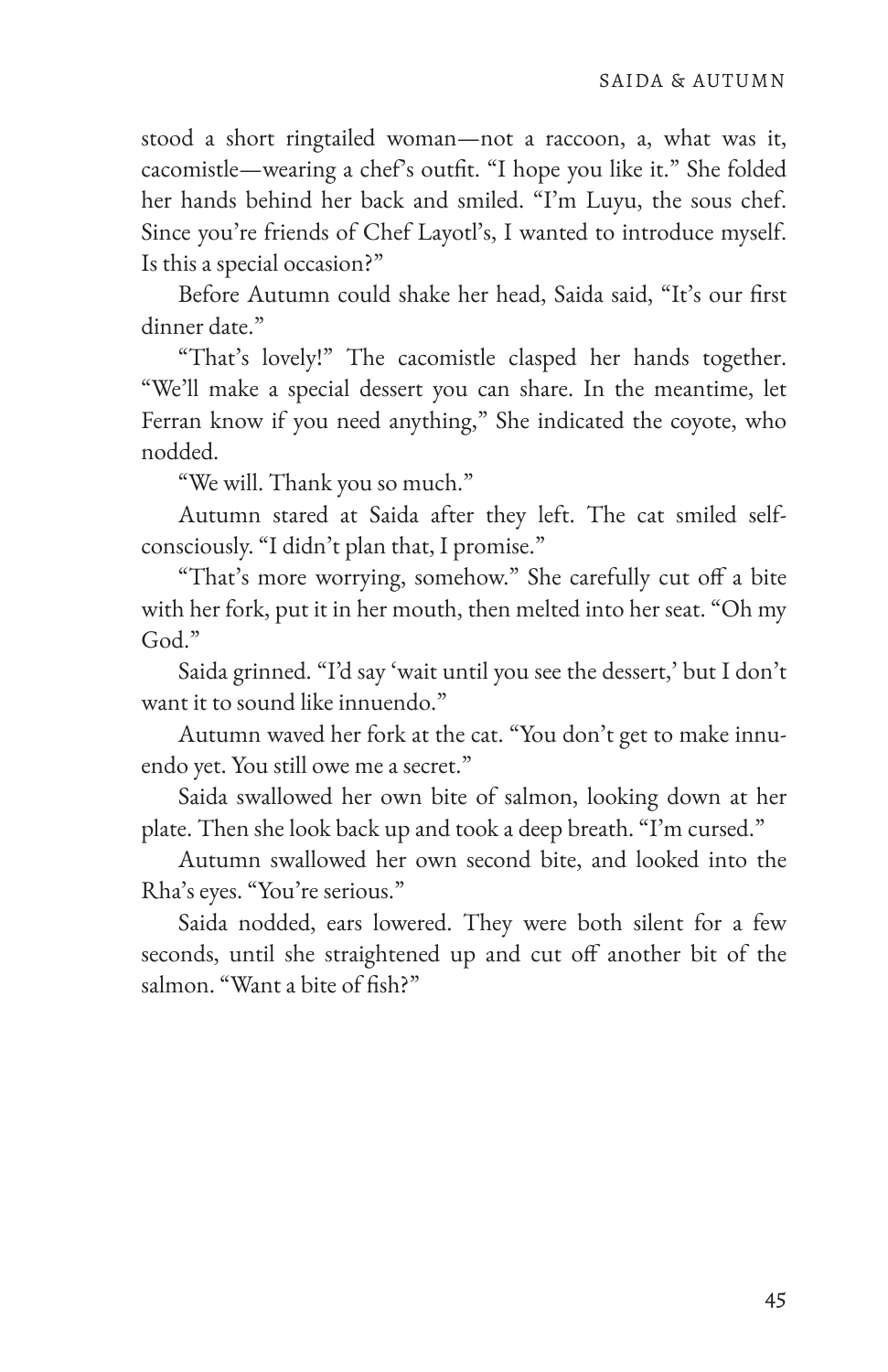stood a short ringtailed woman—not a raccoon, a, what was it, cacomistle—wearing a chef's outfit. "I hope you like it." She folded her hands behind her back and smiled. "I'm Luyu, the sous chef. Since you're friends of Chef Layotl's, I wanted to introduce myself. Is this a special occasion?"

Before Autumn could shake her head, Saida said, "It's our first dinner date."

"That's lovely!" The cacomistle clasped her hands together. "We'll make a special dessert you can share. In the meantime, let Ferran know if you need anything," She indicated the coyote, who nodded.

"We will. Thank you so much."

Autumn stared at Saida after they left. The cat smiled self-consciously. "I didn't plan that, I promise."

"That's more worrying, somehow." She carefully cut off a bite with her fork, put it in her mouth, then melted into her seat. "Oh my God."

Saida grinned. "I'd say 'wait until you see the dessert,' but I don't want it to sound like innuendo."

Autumn waved her fork at the cat. "You don't get to make innuendo yet. You still owe me a secret."

Saida swallowed her own bite of salmon, looking down at her plate. Then she look back up and took a deep breath. "I'm cursed."

Autumn swallowed her own second bite, and looked into the Rha's eyes. "You're serious."

Saida nodded, ears lowered. They were both silent for a few seconds, until she straightened up and cut off another bit of the salmon. "Want a bite of fish?"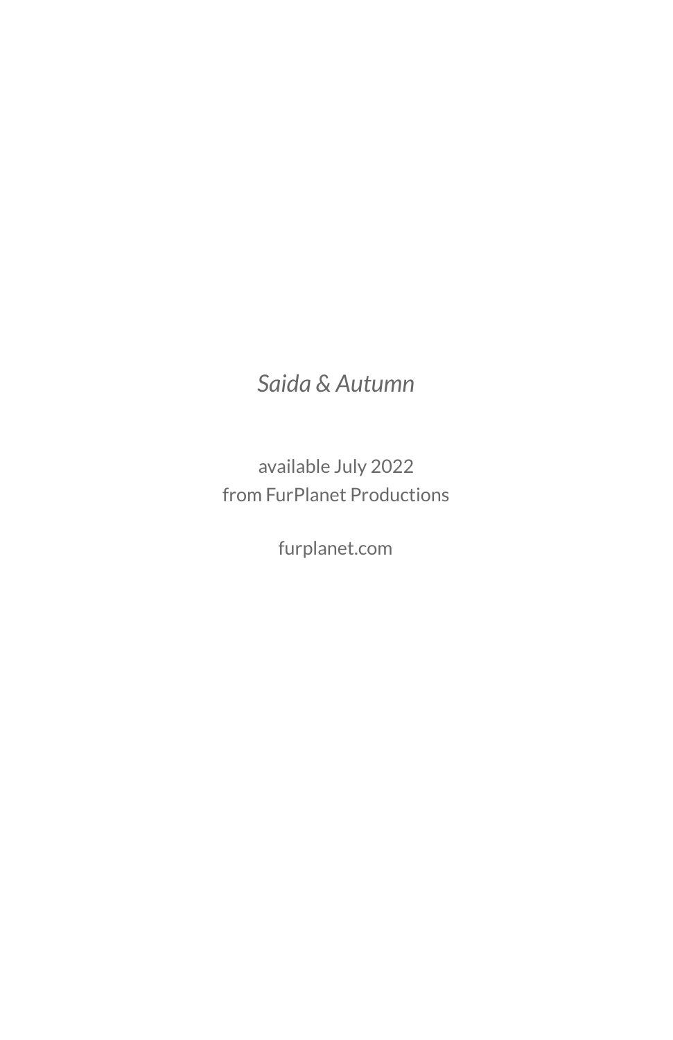*Saida & Autumn*

available July 2022
from FurPlanet Productions

furplanet.com